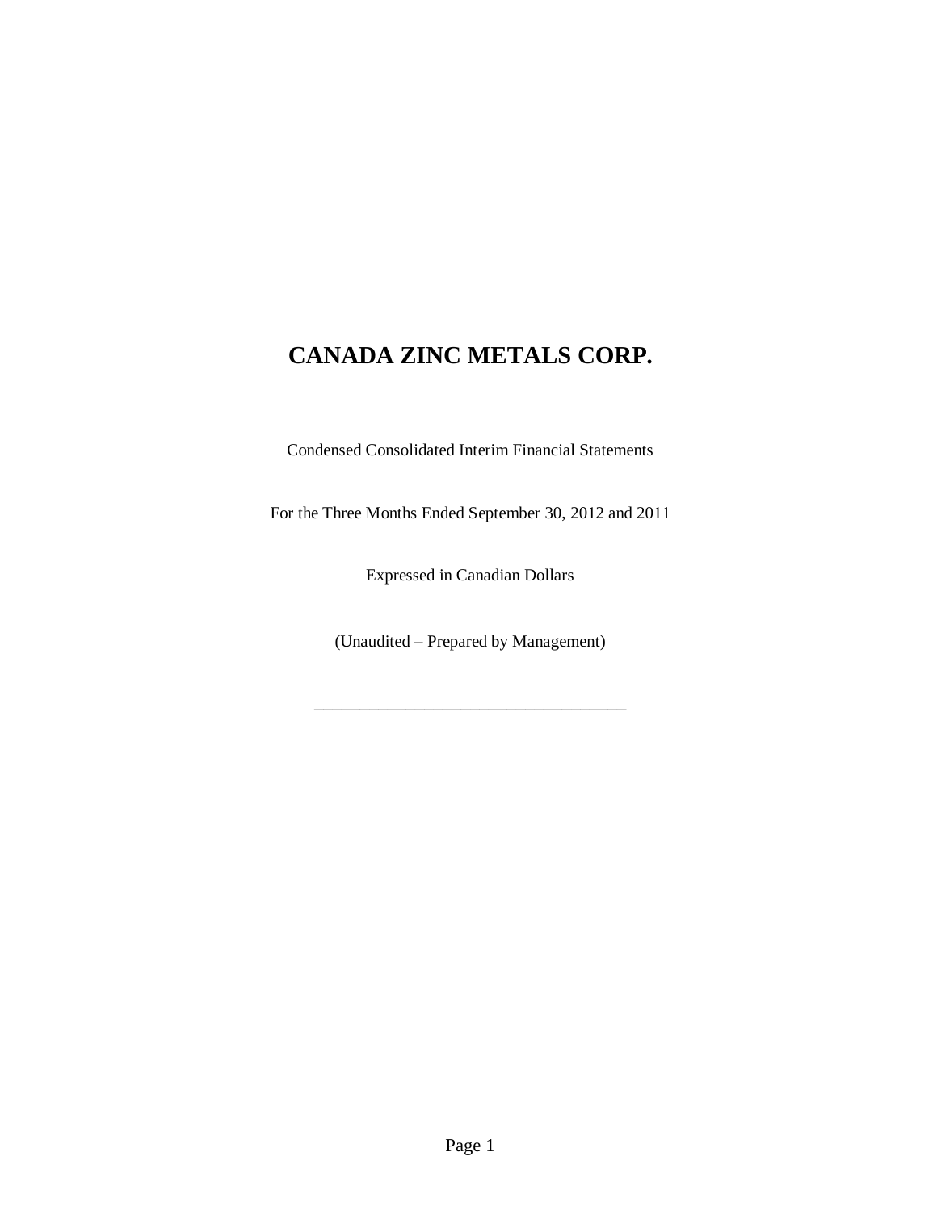# CANADA ZINC METALS CORP.

Condensed Consolidated Interim Financial Statements

For the Three Months Ended September 30, 2012 and 2011

Expressed in Canadian Dollars

(Unaudited – Prepared by Management)

___________________________________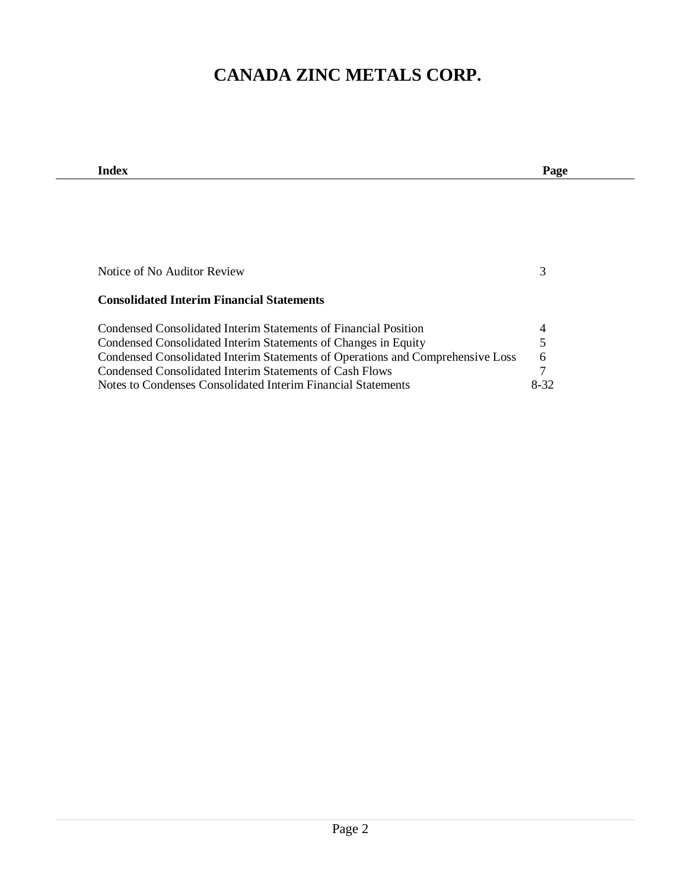# CANADA ZINC METALS CORP.

| Index | Page |
|---|---|
| Notice of No Auditor Review | 3 |
| **Consolidated Interim Financial Statements** | |
| Condensed Consolidated Interim Statements of Financial Position | 4 |
| Condensed Consolidated Interim Statements of Changes in Equity | 5 |
| Condensed Consolidated Interim Statements of Operations and Comprehensive Loss | 6 |
| Condensed Consolidated Interim Statements of Cash Flows | 7 |
| Notes to Condenses Consolidated Interim Financial Statements | 8-32 |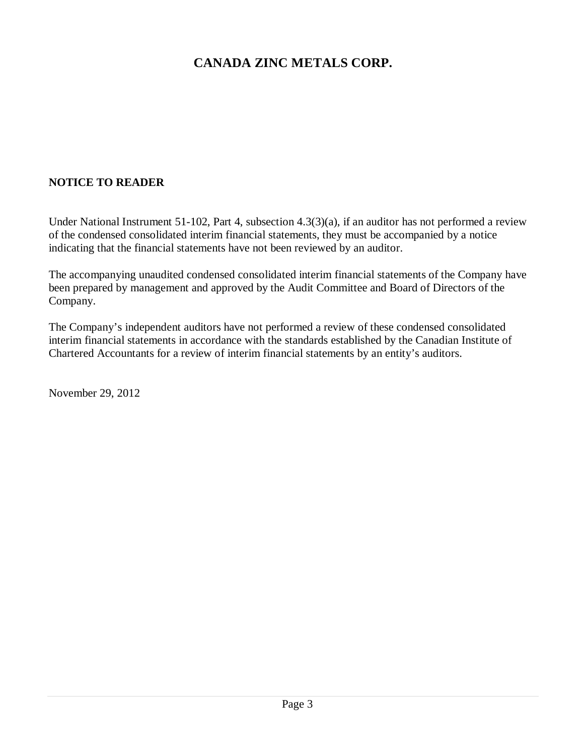# CANADA ZINC METALS CORP.

**NOTICE TO READER**

Under National Instrument 51-102, Part 4, subsection 4.3(3)(a), if an auditor has not performed a review of the condensed consolidated interim financial statements, they must be accompanied by a notice indicating that the financial statements have not been reviewed by an auditor.

The accompanying unaudited condensed consolidated interim financial statements of the Company have been prepared by management and approved by the Audit Committee and Board of Directors of the Company.

The Company's independent auditors have not performed a review of these condensed consolidated interim financial statements in accordance with the standards established by the Canadian Institute of Chartered Accountants for a review of interim financial statements by an entity's auditors.

November 29, 2012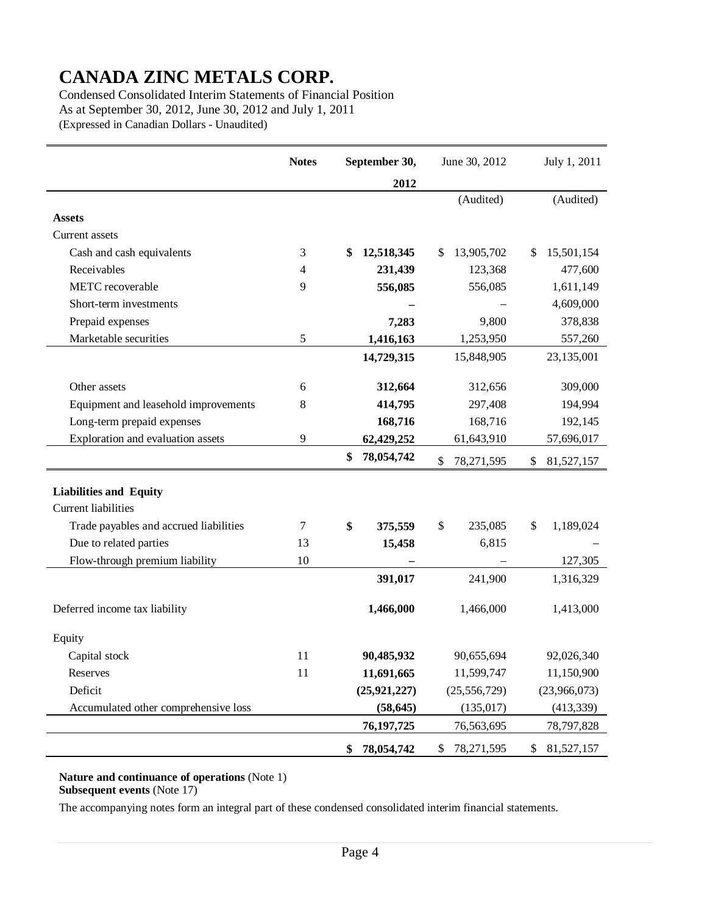# CANADA ZINC METALS CORP.

Condensed Consolidated Interim Statements of Financial Position
As at September 30, 2012, June 30, 2012 and July 1, 2011
(Expressed in Canadian Dollars - Unaudited)

| | Notes | September 30, 2012 | June 30, 2012 | July 1, 2011 |
|---|---|---|---|---|
| | | | (Audited) | (Audited) |
| **Assets** | | | | |
| Current assets | | | | |
| Cash and cash equivalents | 3 | **$ 12,518,345** | $ 13,905,702 | $ 15,501,154 |
| Receivables | 4 | **231,439** | 123,368 | 477,600 |
| METC recoverable | 9 | **556,085** | 556,085 | 1,611,149 |
| Short-term investments | | **–** | – | 4,609,000 |
| Prepaid expenses | | **7,283** | 9,800 | 378,838 |
| Marketable securities | 5 | **1,416,163** | 1,253,950 | 557,260 |
| | | **14,729,315** | 15,848,905 | 23,135,001 |
| Other assets | 6 | **312,664** | 312,656 | 309,000 |
| Equipment and leasehold improvements | 8 | **414,795** | 297,408 | 194,994 |
| Long-term prepaid expenses | | **168,716** | 168,716 | 192,145 |
| Exploration and evaluation assets | 9 | **62,429,252** | 61,643,910 | 57,696,017 |
| | | **$ 78,054,742** | $ 78,271,595 | $ 81,527,157 |
| **Liabilities and Equity** | | | | |
| Current liabilities | | | | |
| Trade payables and accrued liabilities | 7 | **$ 375,559** | $ 235,085 | $ 1,189,024 |
| Due to related parties | 13 | **15,458** | 6,815 | – |
| Flow-through premium liability | 10 | **–** | – | 127,305 |
| | | **391,017** | 241,900 | 1,316,329 |
| Deferred income tax liability | | **1,466,000** | 1,466,000 | 1,413,000 |
| Equity | | | | |
| Capital stock | 11 | **90,485,932** | 90,655,694 | 92,026,340 |
| Reserves | 11 | **11,691,665** | 11,599,747 | 11,150,900 |
| Deficit | | **(25,921,227)** | (25,556,729) | (23,966,073) |
| Accumulated other comprehensive loss | | **(58,645)** | (135,017) | (413,339) |
| | | **76,197,725** | 76,563,695 | 78,797,828 |
| | | **$ 78,054,742** | $ 78,271,595 | $ 81,527,157 |

**Nature and continuance of operations** (Note 1)
**Subsequent events** (Note 17)

The accompanying notes form an integral part of these condensed consolidated interim financial statements.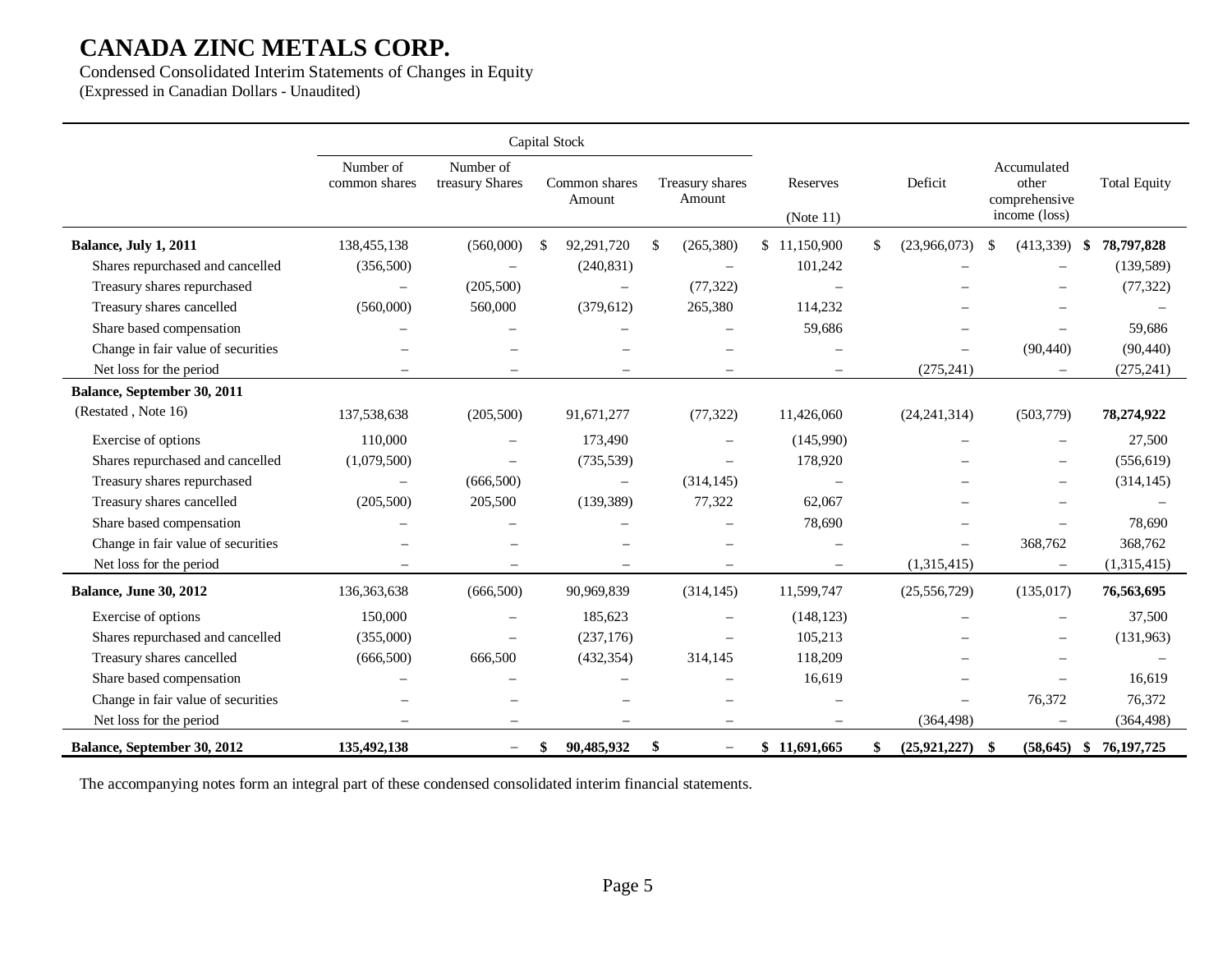# CANADA ZINC METALS CORP.

Condensed Consolidated Interim Statements of Changes in Equity
(Expressed in Canadian Dollars - Unaudited)

| | Capital Stock | | | | | | | |
|---|---|---|---|---|---|---|---|---|
| | Number of common shares | Number of treasury Shares | Common shares Amount | Treasury shares Amount | Reserves (Note 11) | Deficit | Accumulated other comprehensive income (loss) | Total Equity |
| **Balance, July 1, 2011** | 138,455,138 | (560,000) | $ 92,291,720 | $ (265,380) | $ 11,150,900 | $ (23,966,073) | $ (413,339) | **$ 78,797,828** |
| Shares repurchased and cancelled | (356,500) | – | (240,831) | – | 101,242 | – | – | (139,589) |
| Treasury shares repurchased | – | (205,500) | – | (77,322) | – | – | – | (77,322) |
| Treasury shares cancelled | (560,000) | 560,000 | (379,612) | 265,380 | 114,232 | – | – | – |
| Share based compensation | – | – | – | – | 59,686 | – | – | 59,686 |
| Change in fair value of securities | – | – | – | – | – | – | (90,440) | (90,440) |
| Net loss for the period | – | – | – | – | – | (275,241) | – | (275,241) |
| **Balance, September 30, 2011** (Restated , Note 16) | 137,538,638 | (205,500) | 91,671,277 | (77,322) | 11,426,060 | (24,241,314) | (503,779) | **78,274,922** |
| Exercise of options | 110,000 | – | 173,490 | – | (145,990) | – | – | 27,500 |
| Shares repurchased and cancelled | (1,079,500) | – | (735,539) | – | 178,920 | – | – | (556,619) |
| Treasury shares repurchased | – | (666,500) | – | (314,145) | – | – | – | (314,145) |
| Treasury shares cancelled | (205,500) | 205,500 | (139,389) | 77,322 | 62,067 | – | – | – |
| Share based compensation | – | – | – | – | 78,690 | – | – | 78,690 |
| Change in fair value of securities | – | – | – | – | – | – | 368,762 | 368,762 |
| Net loss for the period | – | – | – | – | – | (1,315,415) | – | (1,315,415) |
| **Balance, June 30, 2012** | 136,363,638 | (666,500) | 90,969,839 | (314,145) | 11,599,747 | (25,556,729) | (135,017) | **76,563,695** |
| Exercise of options | 150,000 | – | 185,623 | – | (148,123) | – | – | 37,500 |
| Shares repurchased and cancelled | (355,000) | – | (237,176) | – | 105,213 | – | – | (131,963) |
| Treasury shares cancelled | (666,500) | 666,500 | (432,354) | 314,145 | 118,209 | – | – | – |
| Share based compensation | – | – | – | – | 16,619 | – | – | 16,619 |
| Change in fair value of securities | – | – | – | – | – | – | 76,372 | 76,372 |
| Net loss for the period | – | – | – | – | – | (364,498) | – | (364,498) |
| **Balance, September 30, 2012** | **135,492,138** | – | **$ 90,485,932** | **$ –** | **$ 11,691,665** | **$ (25,921,227)** | **$ (58,645)** | **$ 76,197,725** |

The accompanying notes form an integral part of these condensed consolidated interim financial statements.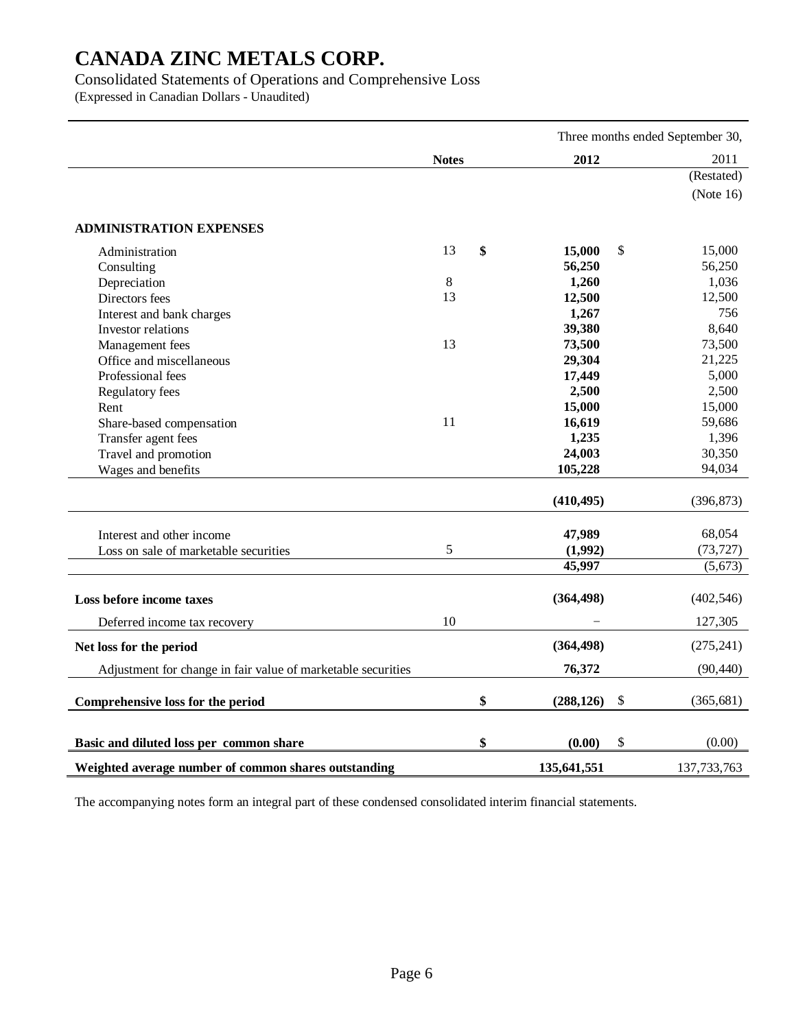# CANADA ZINC METALS CORP.

Consolidated Statements of Operations and Comprehensive Loss
(Expressed in Canadian Dollars - Unaudited)

| | Notes | Three months ended September 30, 2012 | 2011 (Restated) (Note 16) |
|---|---|---|---|
| **ADMINISTRATION EXPENSES** | | | |
| Administration | 13 | **$ 15,000** | $ 15,000 |
| Consulting | | **56,250** | 56,250 |
| Depreciation | 8 | **1,260** | 1,036 |
| Directors fees | 13 | **12,500** | 12,500 |
| Interest and bank charges | | **1,267** | 756 |
| Investor relations | | **39,380** | 8,640 |
| Management fees | 13 | **73,500** | 73,500 |
| Office and miscellaneous | | **29,304** | 21,225 |
| Professional fees | | **17,449** | 5,000 |
| Regulatory fees | | **2,500** | 2,500 |
| Rent | | **15,000** | 15,000 |
| Share-based compensation | 11 | **16,619** | 59,686 |
| Transfer agent fees | | **1,235** | 1,396 |
| Travel and promotion | | **24,003** | 30,350 |
| Wages and benefits | | **105,228** | 94,034 |
| | | **(410,495)** | (396,873) |
| Interest and other income | | **47,989** | 68,054 |
| Loss on sale of marketable securities | 5 | **(1,992)** | (73,727) |
| | | **45,997** | (5,673) |
| **Loss before income taxes** | | **(364,498)** | (402,546) |
| Deferred income tax recovery | 10 | – | 127,305 |
| **Net loss for the period** | | **(364,498)** | (275,241) |
| Adjustment for change in fair value of marketable securities | | **76,372** | (90,440) |
| **Comprehensive loss for the period** | | **$ (288,126)** | $ (365,681) |
| **Basic and diluted loss per common share** | | **$ (0.00)** | $ (0.00) |
| **Weighted average number of common shares outstanding** | | **135,641,551** | 137,733,763 |

The accompanying notes form an integral part of these condensed consolidated interim financial statements.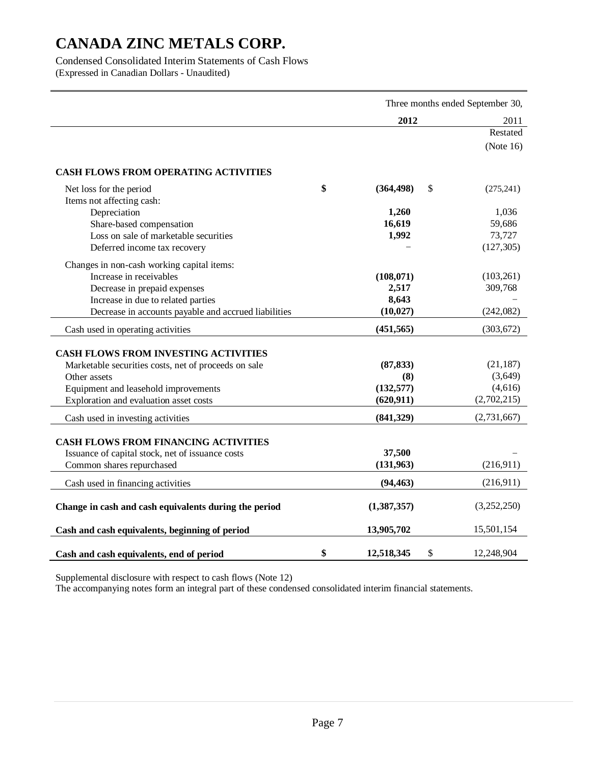# CANADA ZINC METALS CORP.

Condensed Consolidated Interim Statements of Cash Flows
(Expressed in Canadian Dollars - Unaudited)

| | Three months ended September 30, | |
|---|---|---|
| | **2012** | 2011 Restated (Note 16) |
| **CASH FLOWS FROM OPERATING ACTIVITIES** | | |
| Net loss for the period | **$ (364,498)** | $ (275,241) |
| Items not affecting cash: | | |
| Depreciation | **1,260** | 1,036 |
| Share-based compensation | **16,619** | 59,686 |
| Loss on sale of marketable securities | **1,992** | 73,727 |
| Deferred income tax recovery | – | (127,305) |
| Changes in non-cash working capital items: | | |
| Increase in receivables | **(108,071)** | (103,261) |
| Decrease in prepaid expenses | **2,517** | 309,768 |
| Increase in due to related parties | **8,643** | – |
| Decrease in accounts payable and accrued liabilities | **(10,027)** | (242,082) |
| Cash used in operating activities | **(451,565)** | (303,672) |
| **CASH FLOWS FROM INVESTING ACTIVITIES** | | |
| Marketable securities costs, net of proceeds on sale | **(87,833)** | (21,187) |
| Other assets | **(8)** | (3,649) |
| Equipment and leasehold improvements | **(132,577)** | (4,616) |
| Exploration and evaluation asset costs | **(620,911)** | (2,702,215) |
| Cash used in investing activities | **(841,329)** | (2,731,667) |
| **CASH FLOWS FROM FINANCING ACTIVITIES** | | |
| Issuance of capital stock, net of issuance costs | **37,500** | – |
| Common shares repurchased | **(131,963)** | (216,911) |
| Cash used in financing activities | **(94,463)** | (216,911) |
| **Change in cash and cash equivalents during the period** | **(1,387,357)** | (3,252,250) |
| **Cash and cash equivalents, beginning of period** | **13,905,702** | 15,501,154 |
| **Cash and cash equivalents, end of period** | **$ 12,518,345** | $ 12,248,904 |

Supplemental disclosure with respect to cash flows (Note 12)
The accompanying notes form an integral part of these condensed consolidated interim financial statements.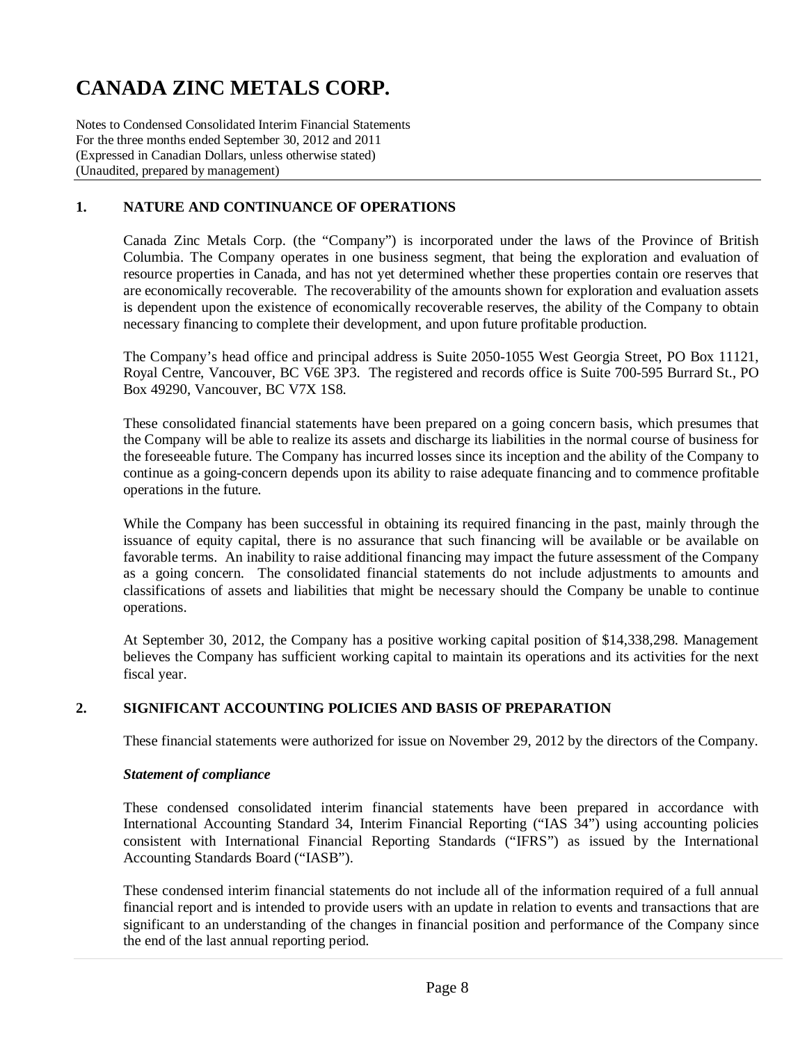# CANADA ZINC METALS CORP.

Notes to Condensed Consolidated Interim Financial Statements
For the three months ended September 30, 2012 and 2011
(Expressed in Canadian Dollars, unless otherwise stated)
(Unaudited, prepared by management)

## 1. NATURE AND CONTINUANCE OF OPERATIONS

Canada Zinc Metals Corp. (the "Company") is incorporated under the laws of the Province of British Columbia. The Company operates in one business segment, that being the exploration and evaluation of resource properties in Canada, and has not yet determined whether these properties contain ore reserves that are economically recoverable. The recoverability of the amounts shown for exploration and evaluation assets is dependent upon the existence of economically recoverable reserves, the ability of the Company to obtain necessary financing to complete their development, and upon future profitable production.

The Company's head office and principal address is Suite 2050-1055 West Georgia Street, PO Box 11121, Royal Centre, Vancouver, BC V6E 3P3. The registered and records office is Suite 700-595 Burrard St., PO Box 49290, Vancouver, BC V7X 1S8.

These consolidated financial statements have been prepared on a going concern basis, which presumes that the Company will be able to realize its assets and discharge its liabilities in the normal course of business for the foreseeable future. The Company has incurred losses since its inception and the ability of the Company to continue as a going-concern depends upon its ability to raise adequate financing and to commence profitable operations in the future.

While the Company has been successful in obtaining its required financing in the past, mainly through the issuance of equity capital, there is no assurance that such financing will be available or be available on favorable terms. An inability to raise additional financing may impact the future assessment of the Company as a going concern. The consolidated financial statements do not include adjustments to amounts and classifications of assets and liabilities that might be necessary should the Company be unable to continue operations.

At September 30, 2012, the Company has a positive working capital position of $14,338,298. Management believes the Company has sufficient working capital to maintain its operations and its activities for the next fiscal year.

## 2. SIGNIFICANT ACCOUNTING POLICIES AND BASIS OF PREPARATION

These financial statements were authorized for issue on November 29, 2012 by the directors of the Company.

### *Statement of compliance*

These condensed consolidated interim financial statements have been prepared in accordance with International Accounting Standard 34, Interim Financial Reporting ("IAS 34") using accounting policies consistent with International Financial Reporting Standards ("IFRS") as issued by the International Accounting Standards Board ("IASB").

These condensed interim financial statements do not include all of the information required of a full annual financial report and is intended to provide users with an update in relation to events and transactions that are significant to an understanding of the changes in financial position and performance of the Company since the end of the last annual reporting period.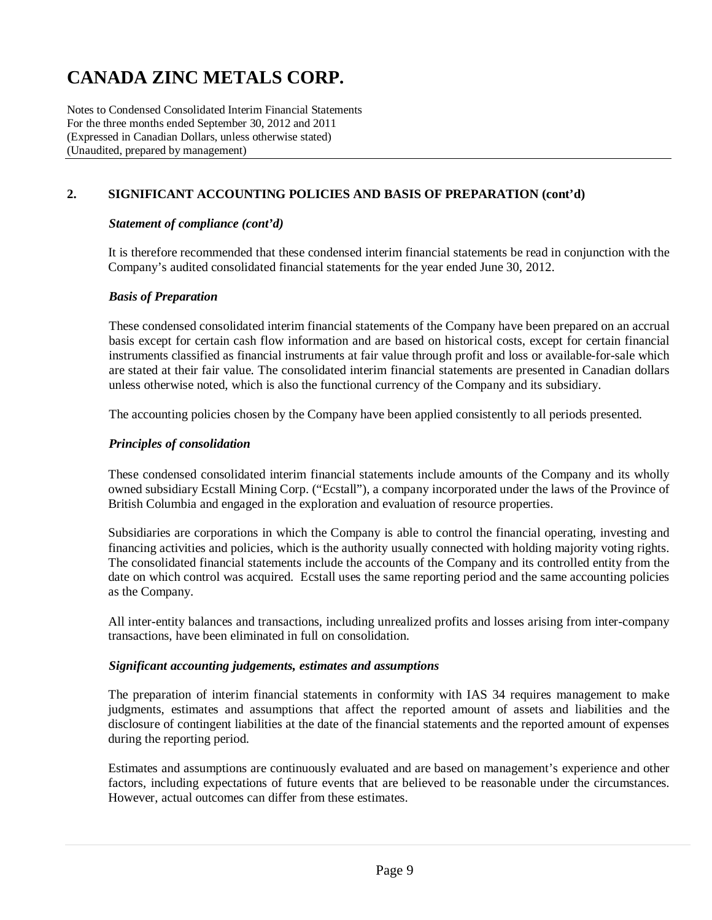## 2. SIGNIFICANT ACCOUNTING POLICIES AND BASIS OF PREPARATION (cont'd)

### *Statement of compliance (cont'd)*

It is therefore recommended that these condensed interim financial statements be read in conjunction with the Company's audited consolidated financial statements for the year ended June 30, 2012.

### *Basis of Preparation*

These condensed consolidated interim financial statements of the Company have been prepared on an accrual basis except for certain cash flow information and are based on historical costs, except for certain financial instruments classified as financial instruments at fair value through profit and loss or available-for-sale which are stated at their fair value. The consolidated interim financial statements are presented in Canadian dollars unless otherwise noted, which is also the functional currency of the Company and its subsidiary.

The accounting policies chosen by the Company have been applied consistently to all periods presented.

### *Principles of consolidation*

These condensed consolidated interim financial statements include amounts of the Company and its wholly owned subsidiary Ecstall Mining Corp. ("Ecstall"), a company incorporated under the laws of the Province of British Columbia and engaged in the exploration and evaluation of resource properties.

Subsidiaries are corporations in which the Company is able to control the financial operating, investing and financing activities and policies, which is the authority usually connected with holding majority voting rights. The consolidated financial statements include the accounts of the Company and its controlled entity from the date on which control was acquired. Ecstall uses the same reporting period and the same accounting policies as the Company.

All inter-entity balances and transactions, including unrealized profits and losses arising from inter-company transactions, have been eliminated in full on consolidation.

### *Significant accounting judgements, estimates and assumptions*

The preparation of interim financial statements in conformity with IAS 34 requires management to make judgments, estimates and assumptions that affect the reported amount of assets and liabilities and the disclosure of contingent liabilities at the date of the financial statements and the reported amount of expenses during the reporting period.

Estimates and assumptions are continuously evaluated and are based on management's experience and other factors, including expectations of future events that are believed to be reasonable under the circumstances. However, actual outcomes can differ from these estimates.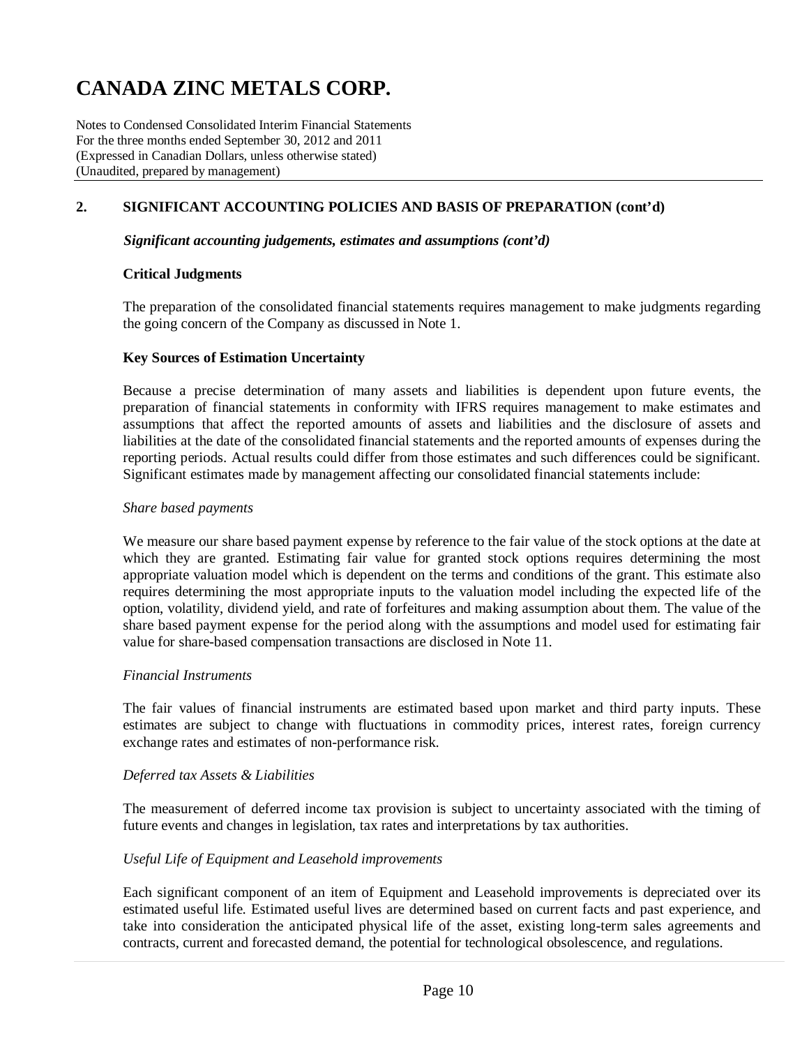## 2. SIGNIFICANT ACCOUNTING POLICIES AND BASIS OF PREPARATION (cont'd)

***Significant accounting judgements, estimates and assumptions (cont'd)***

**Critical Judgments**

The preparation of the consolidated financial statements requires management to make judgments regarding the going concern of the Company as discussed in Note 1.

**Key Sources of Estimation Uncertainty**

Because a precise determination of many assets and liabilities is dependent upon future events, the preparation of financial statements in conformity with IFRS requires management to make estimates and assumptions that affect the reported amounts of assets and liabilities and the disclosure of assets and liabilities at the date of the consolidated financial statements and the reported amounts of expenses during the reporting periods. Actual results could differ from those estimates and such differences could be significant. Significant estimates made by management affecting our consolidated financial statements include:

*Share based payments*

We measure our share based payment expense by reference to the fair value of the stock options at the date at which they are granted. Estimating fair value for granted stock options requires determining the most appropriate valuation model which is dependent on the terms and conditions of the grant. This estimate also requires determining the most appropriate inputs to the valuation model including the expected life of the option, volatility, dividend yield, and rate of forfeitures and making assumption about them. The value of the share based payment expense for the period along with the assumptions and model used for estimating fair value for share-based compensation transactions are disclosed in Note 11.

*Financial Instruments*

The fair values of financial instruments are estimated based upon market and third party inputs. These estimates are subject to change with fluctuations in commodity prices, interest rates, foreign currency exchange rates and estimates of non-performance risk.

*Deferred tax Assets & Liabilities*

The measurement of deferred income tax provision is subject to uncertainty associated with the timing of future events and changes in legislation, tax rates and interpretations by tax authorities.

*Useful Life of Equipment and Leasehold improvements*

Each significant component of an item of Equipment and Leasehold improvements is depreciated over its estimated useful life. Estimated useful lives are determined based on current facts and past experience, and take into consideration the anticipated physical life of the asset, existing long-term sales agreements and contracts, current and forecasted demand, the potential for technological obsolescence, and regulations.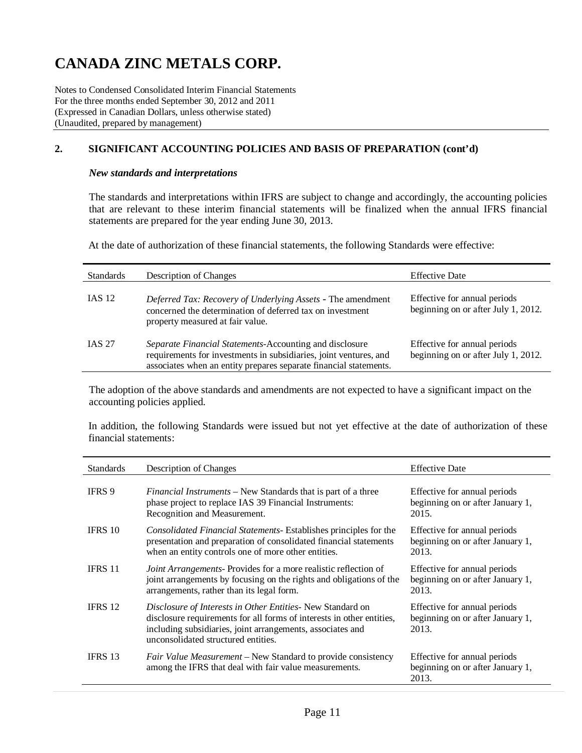# CANADA ZINC METALS CORP.

Notes to Condensed Consolidated Interim Financial Statements
For the three months ended September 30, 2012 and 2011
(Expressed in Canadian Dollars, unless otherwise stated)
(Unaudited, prepared by management)

## 2. SIGNIFICANT ACCOUNTING POLICIES AND BASIS OF PREPARATION (cont'd)

### *New standards and interpretations*

The standards and interpretations within IFRS are subject to change and accordingly, the accounting policies that are relevant to these interim financial statements will be finalized when the annual IFRS financial statements are prepared for the year ending June 30, 2013.

At the date of authorization of these financial statements, the following Standards were effective:

| Standards | Description of Changes | Effective Date |
|---|---|---|
| IAS 12 | *Deferred Tax: Recovery of Underlying Assets* - The amendment concerned the determination of deferred tax on investment property measured at fair value. | Effective for annual periods beginning on or after July 1, 2012. |
| IAS 27 | *Separate Financial Statements*-Accounting and disclosure requirements for investments in subsidiaries, joint ventures, and associates when an entity prepares separate financial statements. | Effective for annual periods beginning on or after July 1, 2012. |

The adoption of the above standards and amendments are not expected to have a significant impact on the accounting policies applied.

In addition, the following Standards were issued but not yet effective at the date of authorization of these financial statements:

| Standards | Description of Changes | Effective Date |
|---|---|---|
| IFRS 9 | *Financial Instruments* – New Standards that is part of a three phase project to replace IAS 39 Financial Instruments: Recognition and Measurement. | Effective for annual periods beginning on or after January 1, 2015. |
| IFRS 10 | *Consolidated Financial Statements*- Establishes principles for the presentation and preparation of consolidated financial statements when an entity controls one of more other entities. | Effective for annual periods beginning on or after January 1, 2013. |
| IFRS 11 | *Joint Arrangements*- Provides for a more realistic reflection of joint arrangements by focusing on the rights and obligations of the arrangements, rather than its legal form. | Effective for annual periods beginning on or after January 1, 2013. |
| IFRS 12 | *Disclosure of Interests in Other Entities*- New Standard on disclosure requirements for all forms of interests in other entities, including subsidiaries, joint arrangements, associates and unconsolidated structured entities. | Effective for annual periods beginning on or after January 1, 2013. |
| IFRS 13 | *Fair Value Measurement* – New Standard to provide consistency among the IFRS that deal with fair value measurements. | Effective for annual periods beginning on or after January 1, 2013. |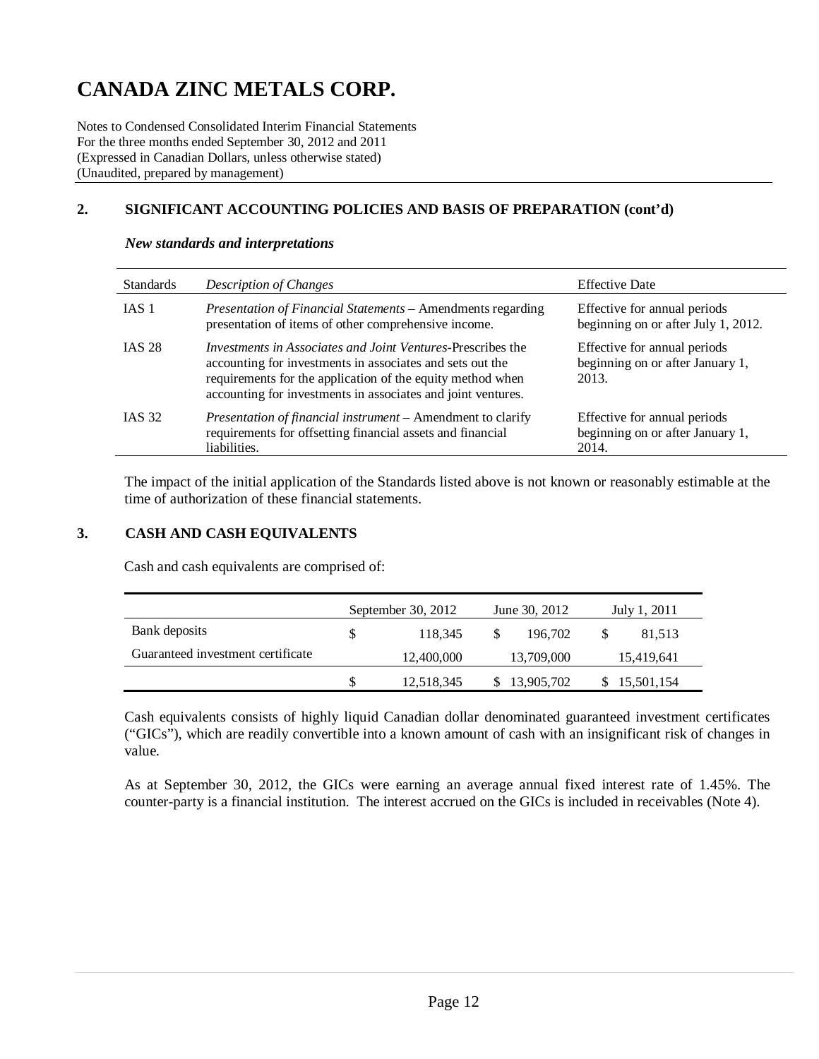# CANADA ZINC METALS CORP.

Notes to Condensed Consolidated Interim Financial Statements
For the three months ended September 30, 2012 and 2011
(Expressed in Canadian Dollars, unless otherwise stated)
(Unaudited, prepared by management)

## 2. SIGNIFICANT ACCOUNTING POLICIES AND BASIS OF PREPARATION (cont'd)

***New standards and interpretations***

| Standards | *Description of Changes* | Effective Date |
|---|---|---|
| IAS 1 | *Presentation of Financial Statements* – Amendments regarding presentation of items of other comprehensive income. | Effective for annual periods beginning on or after July 1, 2012. |
| IAS 28 | *Investments in Associates and Joint Ventures*-Prescribes the accounting for investments in associates and sets out the requirements for the application of the equity method when accounting for investments in associates and joint ventures. | Effective for annual periods beginning on or after January 1, 2013. |
| IAS 32 | *Presentation of financial instrument* – Amendment to clarify requirements for offsetting financial assets and financial liabilities. | Effective for annual periods beginning on or after January 1, 2014. |

The impact of the initial application of the Standards listed above is not known or reasonably estimable at the time of authorization of these financial statements.

## 3. CASH AND CASH EQUIVALENTS

Cash and cash equivalents are comprised of:

| | September 30, 2012 | June 30, 2012 | July 1, 2011 |
|---|---|---|---|
| Bank deposits | $ 118,345 | $ 196,702 | $ 81,513 |
| Guaranteed investment certificate | 12,400,000 | 13,709,000 | 15,419,641 |
| | $ 12,518,345 | $ 13,905,702 | $ 15,501,154 |

Cash equivalents consists of highly liquid Canadian dollar denominated guaranteed investment certificates ("GICs"), which are readily convertible into a known amount of cash with an insignificant risk of changes in value.

As at September 30, 2012, the GICs were earning an average annual fixed interest rate of 1.45%. The counter-party is a financial institution. The interest accrued on the GICs is included in receivables (Note 4).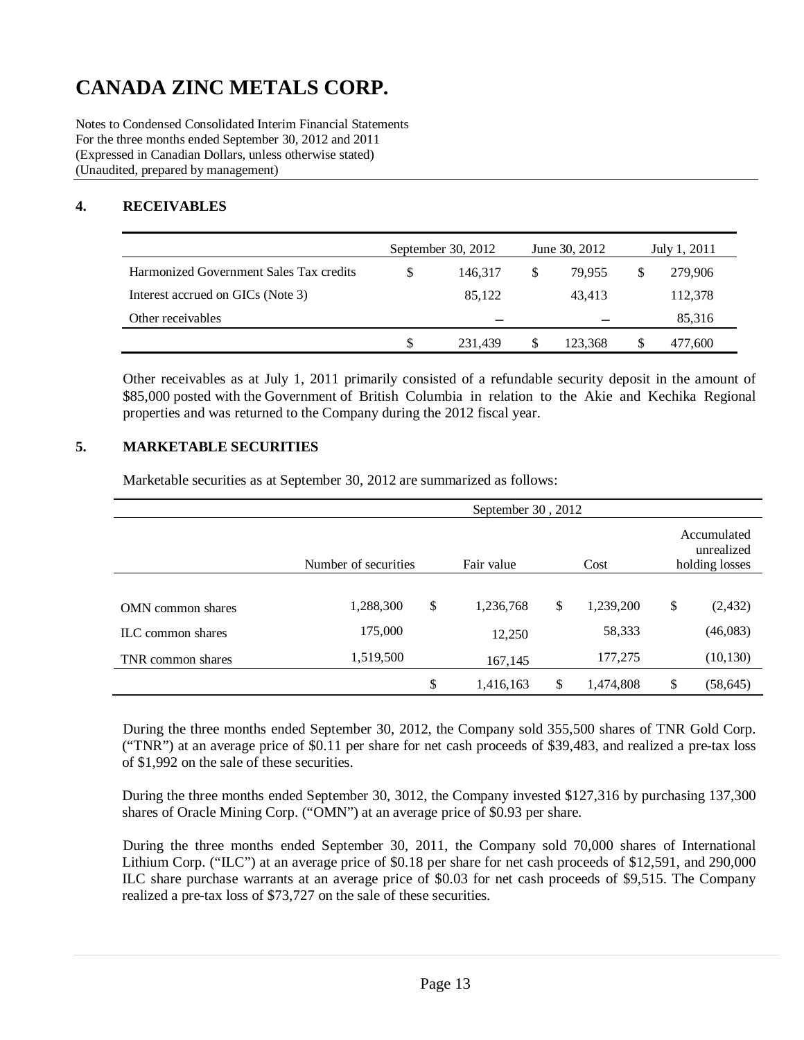# CANADA ZINC METALS CORP.

Notes to Condensed Consolidated Interim Financial Statements
For the three months ended September 30, 2012 and 2011
(Expressed in Canadian Dollars, unless otherwise stated)
(Unaudited, prepared by management)

## 4. RECEIVABLES

| | September 30, 2012 | June 30, 2012 | July 1, 2011 |
|---|---|---|---|
| Harmonized Government Sales Tax credits | $ 146,317 | $ 79,955 | $ 279,906 |
| Interest accrued on GICs (Note 3) | 85,122 | 43,413 | 112,378 |
| Other receivables | – | – | 85,316 |
| | $ 231,439 | $ 123,368 | $ 477,600 |

Other receivables as at July 1, 2011 primarily consisted of a refundable security deposit in the amount of $85,000 posted with the Government of British Columbia in relation to the Akie and Kechika Regional properties and was returned to the Company during the 2012 fiscal year.

## 5. MARKETABLE SECURITIES

Marketable securities as at September 30, 2012 are summarized as follows:

| | September 30 , 2012 | | | |
|---|---|---|---|---|
| | Number of securities | Fair value | Cost | Accumulated unrealized holding losses |
| OMN common shares | 1,288,300 | $ 1,236,768 | $ 1,239,200 | $ (2,432) |
| ILC common shares | 175,000 | 12,250 | 58,333 | (46,083) |
| TNR common shares | 1,519,500 | 167,145 | 177,275 | (10,130) |
| | | $ 1,416,163 | $ 1,474,808 | $ (58,645) |

During the three months ended September 30, 2012, the Company sold 355,500 shares of TNR Gold Corp. ("TNR") at an average price of $0.11 per share for net cash proceeds of $39,483, and realized a pre-tax loss of $1,992 on the sale of these securities.

During the three months ended September 30, 3012, the Company invested $127,316 by purchasing 137,300 shares of Oracle Mining Corp. ("OMN") at an average price of $0.93 per share.

During the three months ended September 30, 2011, the Company sold 70,000 shares of International Lithium Corp. ("ILC") at an average price of $0.18 per share for net cash proceeds of $12,591, and 290,000 ILC share purchase warrants at an average price of $0.03 for net cash proceeds of $9,515. The Company realized a pre-tax loss of $73,727 on the sale of these securities.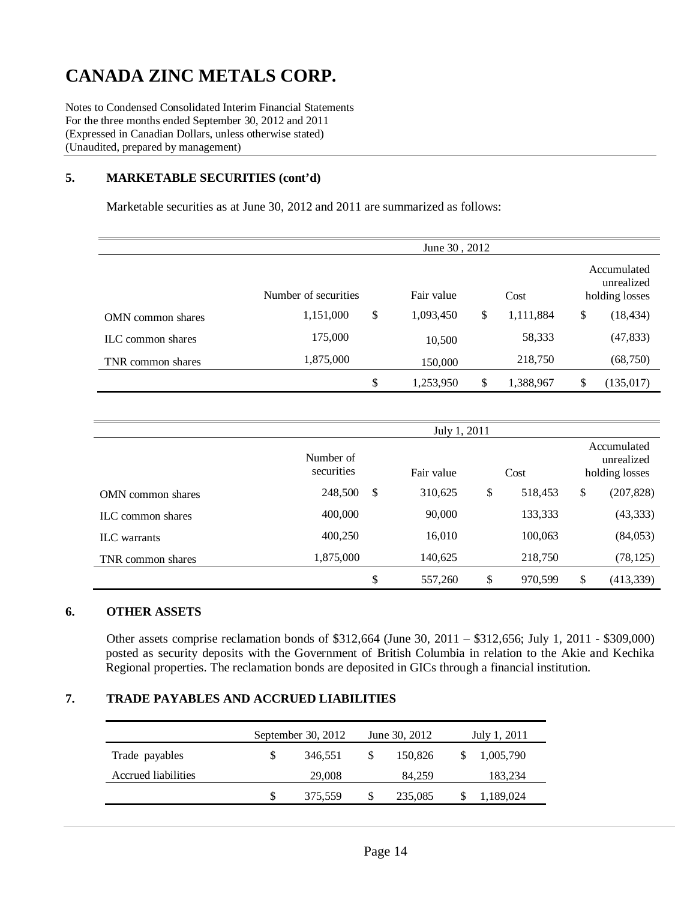# CANADA ZINC METALS CORP.

Notes to Condensed Consolidated Interim Financial Statements
For the three months ended September 30, 2012 and 2011
(Expressed in Canadian Dollars, unless otherwise stated)
(Unaudited, prepared by management)

## 5. MARKETABLE SECURITIES (cont'd)

Marketable securities as at June 30, 2012 and 2011 are summarized as follows:

| | June 30 , 2012 | | | |
|---|---|---|---|---|
| | Number of securities | Fair value | Cost | Accumulated unrealized holding losses |
| OMN common shares | 1,151,000 | $ 1,093,450 | $ 1,111,884 | $ (18,434) |
| ILC common shares | 175,000 | 10,500 | 58,333 | (47,833) |
| TNR common shares | 1,875,000 | 150,000 | 218,750 | (68,750) |
| | | $ 1,253,950 | $ 1,388,967 | $ (135,017) |

| | July 1, 2011 | | | |
|---|---|---|---|---|
| | Number of securities | Fair value | Cost | Accumulated unrealized holding losses |
| OMN common shares | 248,500 | $ 310,625 | $ 518,453 | $ (207,828) |
| ILC common shares | 400,000 | 90,000 | 133,333 | (43,333) |
| ILC warrants | 400,250 | 16,010 | 100,063 | (84,053) |
| TNR common shares | 1,875,000 | 140,625 | 218,750 | (78,125) |
| | | $ 557,260 | $ 970,599 | $ (413,339) |

## 6. OTHER ASSETS

Other assets comprise reclamation bonds of $312,664 (June 30, 2011 – $312,656; July 1, 2011 - $309,000) posted as security deposits with the Government of British Columbia in relation to the Akie and Kechika Regional properties. The reclamation bonds are deposited in GICs through a financial institution.

## 7. TRADE PAYABLES AND ACCRUED LIABILITIES

| | September 30, 2012 | June 30, 2012 | July 1, 2011 |
|---|---|---|---|
| Trade payables | $ 346,551 | $ 150,826 | $ 1,005,790 |
| Accrued liabilities | 29,008 | 84,259 | 183,234 |
| | $ 375,559 | $ 235,085 | $ 1,189,024 |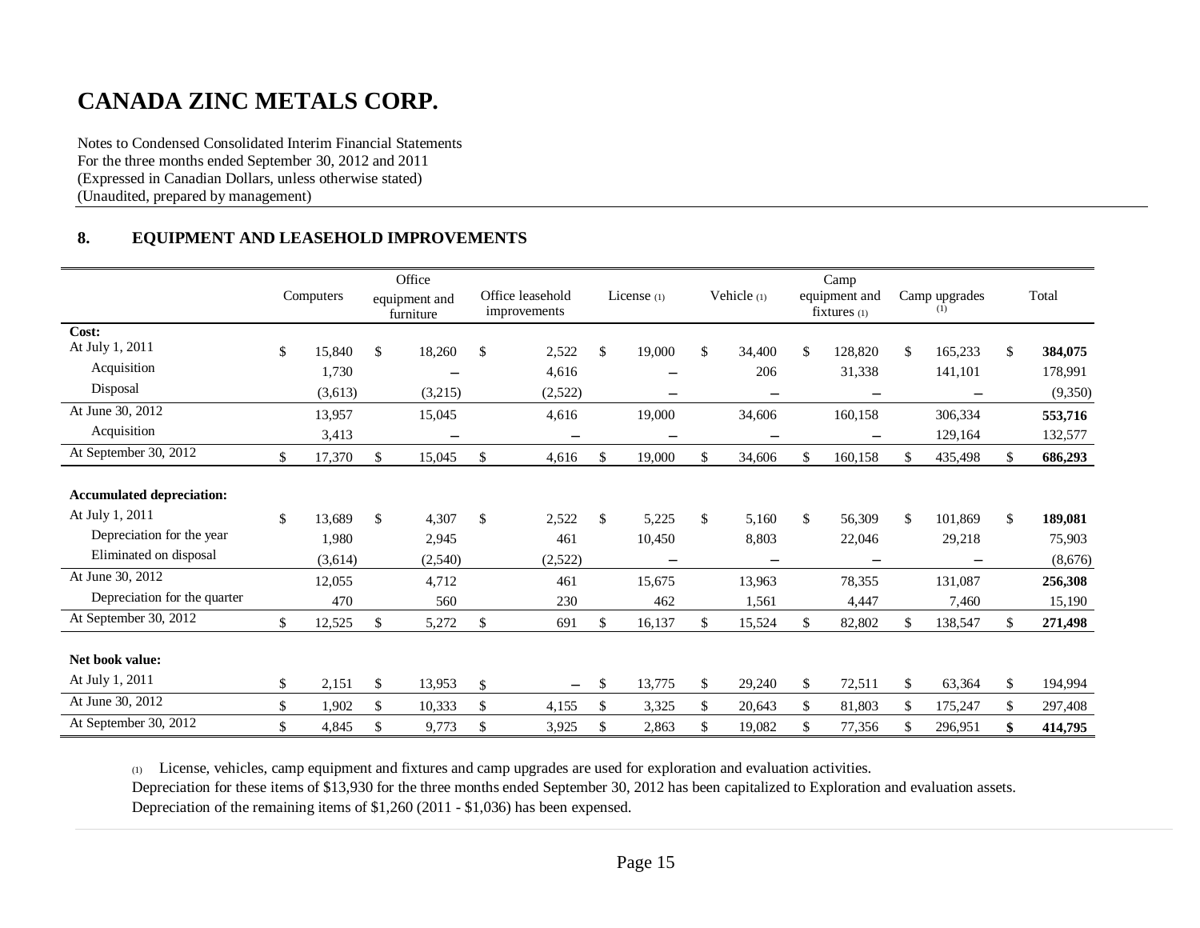# CANADA ZINC METALS CORP.

Notes to Condensed Consolidated Interim Financial Statements
For the three months ended September 30, 2012 and 2011
(Expressed in Canadian Dollars, unless otherwise stated)
(Unaudited, prepared by management)

## 8. EQUIPMENT AND LEASEHOLD IMPROVEMENTS

| | Computers | Office equipment and furniture | Office leasehold improvements | License (1) | Vehicle (1) | Camp equipment and fixtures (1) | Camp upgrades (1) | Total |
|---|---|---|---|---|---|---|---|---|
| **Cost:** | | | | | | | | |
| At July 1, 2011 | $ 15,840 | $ 18,260 | $ 2,522 | $ 19,000 | $ 34,400 | $ 128,820 | $ 165,233 | $ **384,075** |
| Acquisition | 1,730 | – | 4,616 | – | 206 | 31,338 | 141,101 | 178,991 |
| Disposal | (3,613) | (3,215) | (2,522) | – | – | – | – | (9,350) |
| At June 30, 2012 | 13,957 | 15,045 | 4,616 | 19,000 | 34,606 | 160,158 | 306,334 | **553,716** |
| Acquisition | 3,413 | – | – | – | – | – | 129,164 | 132,577 |
| At September 30, 2012 | $ 17,370 | $ 15,045 | $ 4,616 | $ 19,000 | $ 34,606 | $ 160,158 | $ 435,498 | $ **686,293** |
| **Accumulated depreciation:** | | | | | | | | |
| At July 1, 2011 | $ 13,689 | $ 4,307 | $ 2,522 | $ 5,225 | $ 5,160 | $ 56,309 | $ 101,869 | $ **189,081** |
| Depreciation for the year | 1,980 | 2,945 | 461 | 10,450 | 8,803 | 22,046 | 29,218 | 75,903 |
| Eliminated on disposal | (3,614) | (2,540) | (2,522) | – | – | – | – | (8,676) |
| At June 30, 2012 | 12,055 | 4,712 | 461 | 15,675 | 13,963 | 78,355 | 131,087 | **256,308** |
| Depreciation for the quarter | 470 | 560 | 230 | 462 | 1,561 | 4,447 | 7,460 | 15,190 |
| At September 30, 2012 | $ 12,525 | $ 5,272 | $ 691 | $ 16,137 | $ 15,524 | $ 82,802 | $ 138,547 | $ **271,498** |
| **Net book value:** | | | | | | | | |
| At July 1, 2011 | $ 2,151 | $ 13,953 | $ – | $ 13,775 | $ 29,240 | $ 72,511 | $ 63,364 | $ 194,994 |
| At June 30, 2012 | $ 1,902 | $ 10,333 | $ 4,155 | $ 3,325 | $ 20,643 | $ 81,803 | $ 175,247 | $ 297,408 |
| At September 30, 2012 | $ 4,845 | $ 9,773 | $ 3,925 | $ 2,863 | $ 19,082 | $ 77,356 | $ 296,951 | **$ 414,795** |

(1) License, vehicles, camp equipment and fixtures and camp upgrades are used for exploration and evaluation activities.
Depreciation for these items of $13,930 for the three months ended September 30, 2012 has been capitalized to Exploration and evaluation assets.
Depreciation of the remaining items of $1,260 (2011 - $1,036) has been expensed.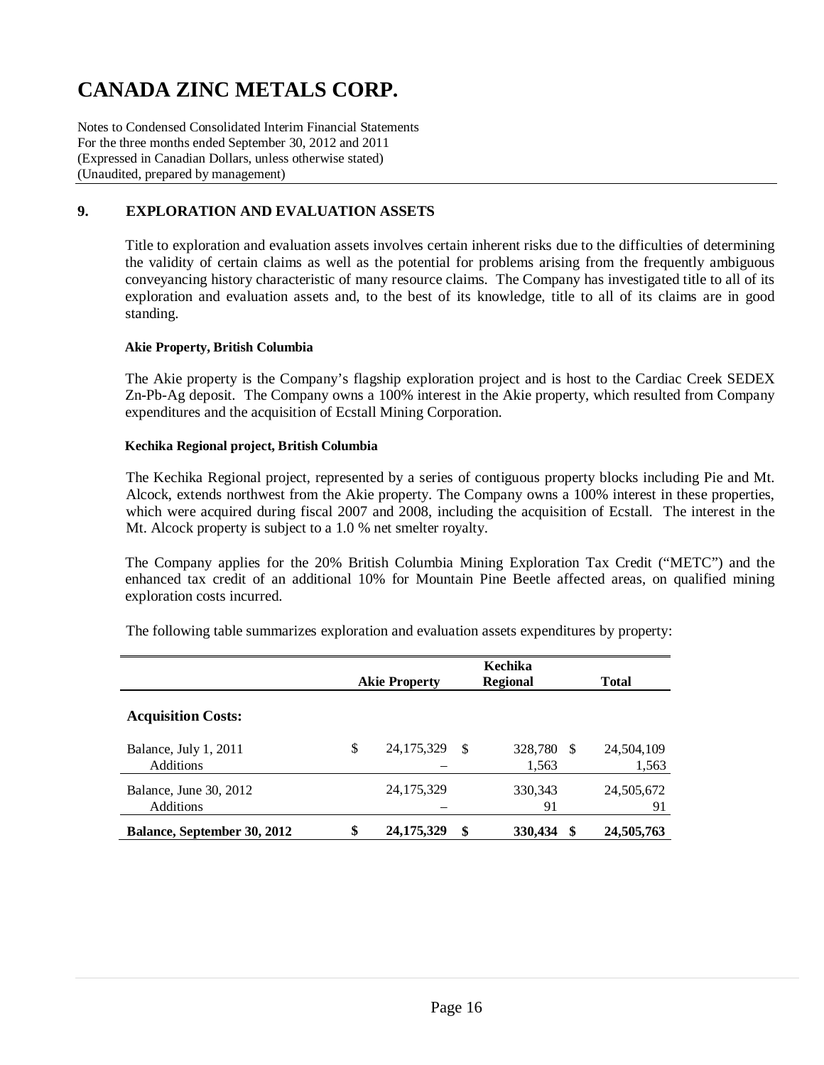# CANADA ZINC METALS CORP.

Notes to Condensed Consolidated Interim Financial Statements
For the three months ended September 30, 2012 and 2011
(Expressed in Canadian Dollars, unless otherwise stated)
(Unaudited, prepared by management)

## 9. EXPLORATION AND EVALUATION ASSETS

Title to exploration and evaluation assets involves certain inherent risks due to the difficulties of determining the validity of certain claims as well as the potential for problems arising from the frequently ambiguous conveyancing history characteristic of many resource claims. The Company has investigated title to all of its exploration and evaluation assets and, to the best of its knowledge, title to all of its claims are in good standing.

**Akie Property, British Columbia**

The Akie property is the Company's flagship exploration project and is host to the Cardiac Creek SEDEX Zn-Pb-Ag deposit. The Company owns a 100% interest in the Akie property, which resulted from Company expenditures and the acquisition of Ecstall Mining Corporation.

**Kechika Regional project, British Columbia**

The Kechika Regional project, represented by a series of contiguous property blocks including Pie and Mt. Alcock, extends northwest from the Akie property. The Company owns a 100% interest in these properties, which were acquired during fiscal 2007 and 2008, including the acquisition of Ecstall. The interest in the Mt. Alcock property is subject to a 1.0 % net smelter royalty.

The Company applies for the 20% British Columbia Mining Exploration Tax Credit ("METC") and the enhanced tax credit of an additional 10% for Mountain Pine Beetle affected areas, on qualified mining exploration costs incurred.

The following table summarizes exploration and evaluation assets expenditures by property:

| | Akie Property | Kechika Regional | Total |
|---|---|---|---|
| **Acquisition Costs:** | | | |
| Balance, July 1, 2011 | $ 24,175,329 | $ 328,780 | $ 24,504,109 |
| Additions | – | 1,563 | 1,563 |
| Balance, June 30, 2012 | 24,175,329 | 330,343 | 24,505,672 |
| Additions | – | 91 | 91 |
| **Balance, September 30, 2012** | **$ 24,175,329** | **$ 330,434** | **$ 24,505,763** |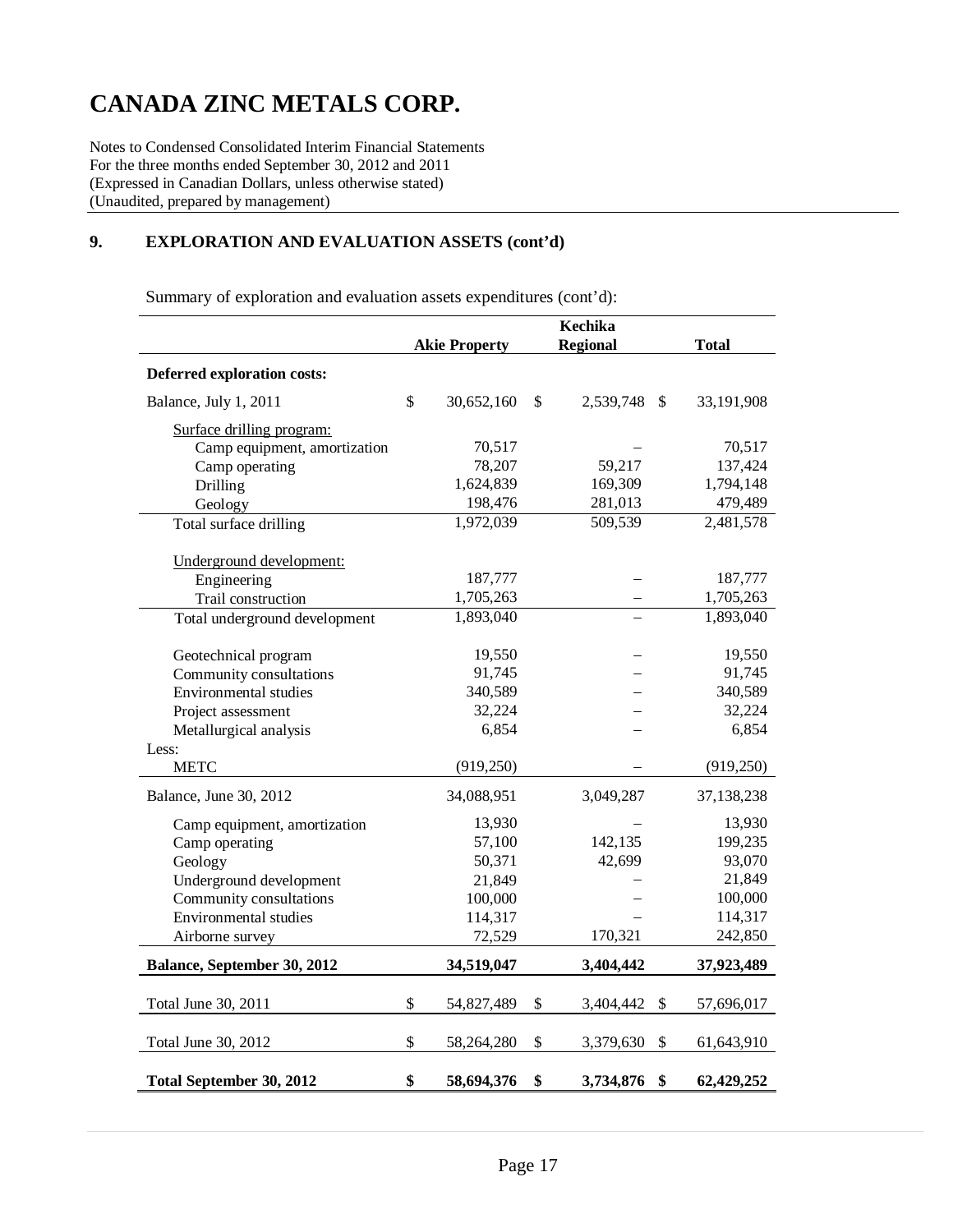# CANADA ZINC METALS CORP.

Notes to Condensed Consolidated Interim Financial Statements
For the three months ended September 30, 2012 and 2011
(Expressed in Canadian Dollars, unless otherwise stated)
(Unaudited, prepared by management)

## 9. EXPLORATION AND EVALUATION ASSETS (cont'd)

Summary of exploration and evaluation assets expenditures (cont'd):

| | Akie Property | Kechika Regional | Total |
|---|---|---|---|
| **Deferred exploration costs:** | | | |
| Balance, July 1, 2011 | $ 30,652,160 | $ 2,539,748 | $ 33,191,908 |
| Surface drilling program: | | | |
| Camp equipment, amortization | 70,517 | – | 70,517 |
| Camp operating | 78,207 | 59,217 | 137,424 |
| Drilling | 1,624,839 | 169,309 | 1,794,148 |
| Geology | 198,476 | 281,013 | 479,489 |
| Total surface drilling | 1,972,039 | 509,539 | 2,481,578 |
| Underground development: | | | |
| Engineering | 187,777 | – | 187,777 |
| Trail construction | 1,705,263 | – | 1,705,263 |
| Total underground development | 1,893,040 | – | 1,893,040 |
| Geotechnical program | 19,550 | – | 19,550 |
| Community consultations | 91,745 | – | 91,745 |
| Environmental studies | 340,589 | – | 340,589 |
| Project assessment | 32,224 | – | 32,224 |
| Metallurgical analysis | 6,854 | – | 6,854 |
| Less: | | | |
| METC | (919,250) | – | (919,250) |
| Balance, June 30, 2012 | 34,088,951 | 3,049,287 | 37,138,238 |
| Camp equipment, amortization | 13,930 | – | 13,930 |
| Camp operating | 57,100 | 142,135 | 199,235 |
| Geology | 50,371 | 42,699 | 93,070 |
| Underground development | 21,849 | – | 21,849 |
| Community consultations | 100,000 | – | 100,000 |
| Environmental studies | 114,317 | – | 114,317 |
| Airborne survey | 72,529 | 170,321 | 242,850 |
| **Balance, September 30, 2012** | **34,519,047** | **3,404,442** | **37,923,489** |
| Total June 30, 2011 | $ 54,827,489 | $ 3,404,442 | $ 57,696,017 |
| Total June 30, 2012 | $ 58,264,280 | $ 3,379,630 | $ 61,643,910 |
| **Total September 30, 2012** | **$ 58,694,376** | **$ 3,734,876** | **$ 62,429,252** |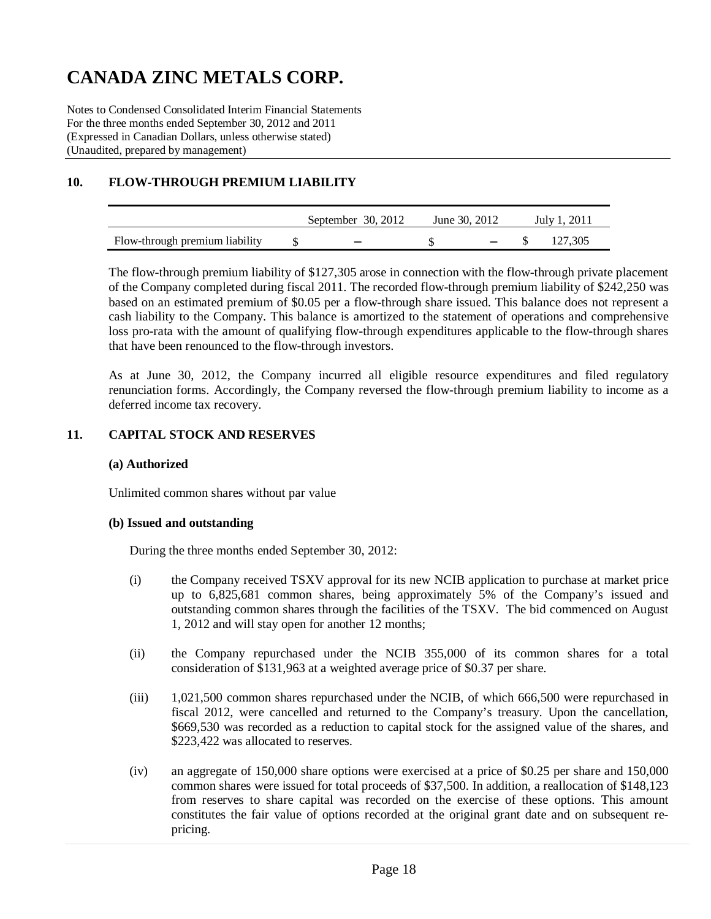# CANADA ZINC METALS CORP.

Notes to Condensed Consolidated Interim Financial Statements
For the three months ended September 30, 2012 and 2011
(Expressed in Canadian Dollars, unless otherwise stated)
(Unaudited, prepared by management)

## 10. FLOW-THROUGH PREMIUM LIABILITY

| | September 30, 2012 | June 30, 2012 | July 1, 2011 |
|---|---|---|---|
| Flow-through premium liability | $ – | $ – | $ 127,305 |

The flow-through premium liability of $127,305 arose in connection with the flow-through private placement of the Company completed during fiscal 2011. The recorded flow-through premium liability of $242,250 was based on an estimated premium of $0.05 per a flow-through share issued. This balance does not represent a cash liability to the Company. This balance is amortized to the statement of operations and comprehensive loss pro-rata with the amount of qualifying flow-through expenditures applicable to the flow-through shares that have been renounced to the flow-through investors.

As at June 30, 2012, the Company incurred all eligible resource expenditures and filed regulatory renunciation forms. Accordingly, the Company reversed the flow-through premium liability to income as a deferred income tax recovery.

## 11. CAPITAL STOCK AND RESERVES

### (a) Authorized

Unlimited common shares without par value

### (b) Issued and outstanding

During the three months ended September 30, 2012:

(i) the Company received TSXV approval for its new NCIB application to purchase at market price up to 6,825,681 common shares, being approximately 5% of the Company's issued and outstanding common shares through the facilities of the TSXV. The bid commenced on August 1, 2012 and will stay open for another 12 months;

(ii) the Company repurchased under the NCIB 355,000 of its common shares for a total consideration of $131,963 at a weighted average price of $0.37 per share.

(iii) 1,021,500 common shares repurchased under the NCIB, of which 666,500 were repurchased in fiscal 2012, were cancelled and returned to the Company's treasury. Upon the cancellation, $669,530 was recorded as a reduction to capital stock for the assigned value of the shares, and $223,422 was allocated to reserves.

(iv) an aggregate of 150,000 share options were exercised at a price of $0.25 per share and 150,000 common shares were issued for total proceeds of $37,500. In addition, a reallocation of $148,123 from reserves to share capital was recorded on the exercise of these options. This amount constitutes the fair value of options recorded at the original grant date and on subsequent re-pricing.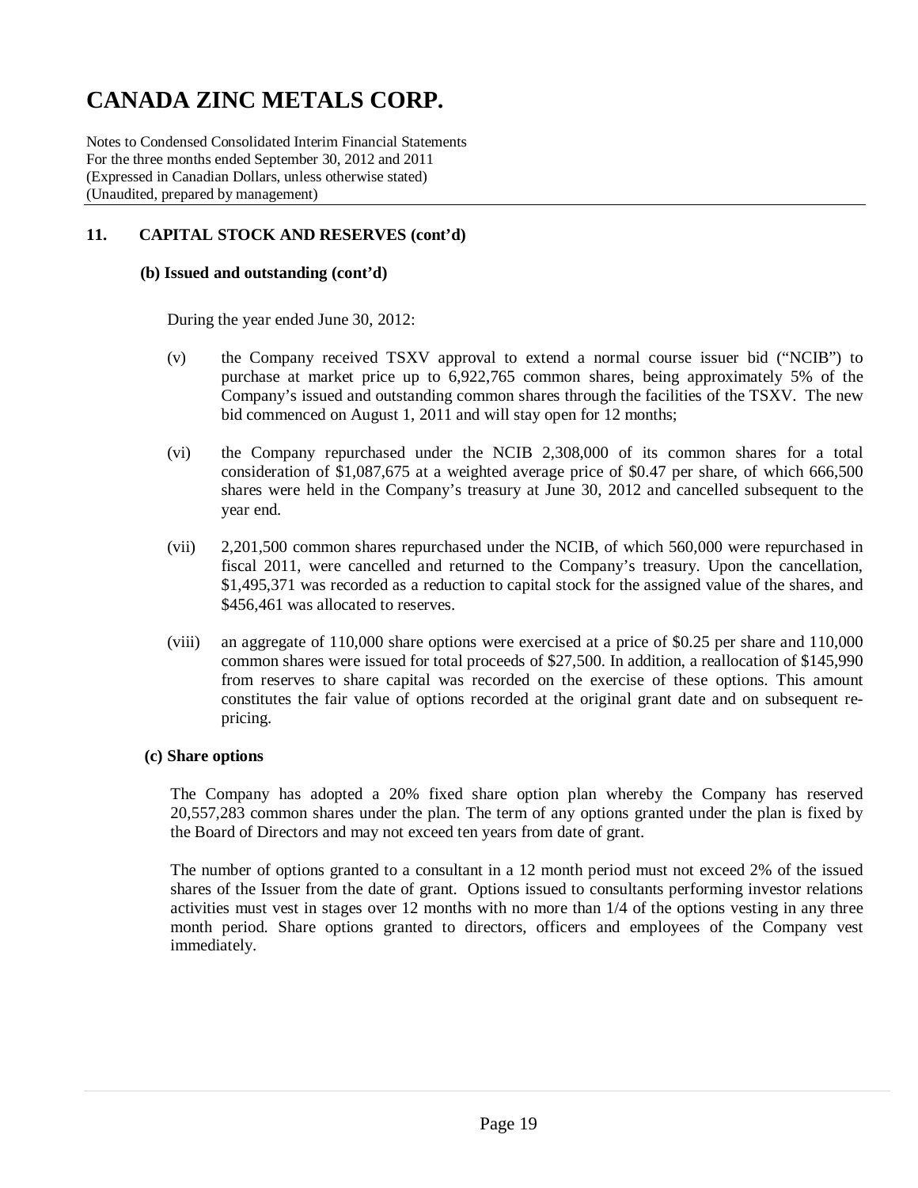# CANADA ZINC METALS CORP.

Notes to Condensed Consolidated Interim Financial Statements
For the three months ended September 30, 2012 and 2011
(Expressed in Canadian Dollars, unless otherwise stated)
(Unaudited, prepared by management)

## 11. CAPITAL STOCK AND RESERVES (cont'd)

### (b) Issued and outstanding (cont'd)

During the year ended June 30, 2012:

(v) the Company received TSXV approval to extend a normal course issuer bid ("NCIB") to purchase at market price up to 6,922,765 common shares, being approximately 5% of the Company's issued and outstanding common shares through the facilities of the TSXV. The new bid commenced on August 1, 2011 and will stay open for 12 months;

(vi) the Company repurchased under the NCIB 2,308,000 of its common shares for a total consideration of $1,087,675 at a weighted average price of $0.47 per share, of which 666,500 shares were held in the Company's treasury at June 30, 2012 and cancelled subsequent to the year end.

(vii) 2,201,500 common shares repurchased under the NCIB, of which 560,000 were repurchased in fiscal 2011, were cancelled and returned to the Company's treasury. Upon the cancellation, $1,495,371 was recorded as a reduction to capital stock for the assigned value of the shares, and $456,461 was allocated to reserves.

(viii) an aggregate of 110,000 share options were exercised at a price of $0.25 per share and 110,000 common shares were issued for total proceeds of $27,500. In addition, a reallocation of $145,990 from reserves to share capital was recorded on the exercise of these options. This amount constitutes the fair value of options recorded at the original grant date and on subsequent re-pricing.

### (c) Share options

The Company has adopted a 20% fixed share option plan whereby the Company has reserved 20,557,283 common shares under the plan. The term of any options granted under the plan is fixed by the Board of Directors and may not exceed ten years from date of grant.

The number of options granted to a consultant in a 12 month period must not exceed 2% of the issued shares of the Issuer from the date of grant. Options issued to consultants performing investor relations activities must vest in stages over 12 months with no more than 1/4 of the options vesting in any three month period. Share options granted to directors, officers and employees of the Company vest immediately.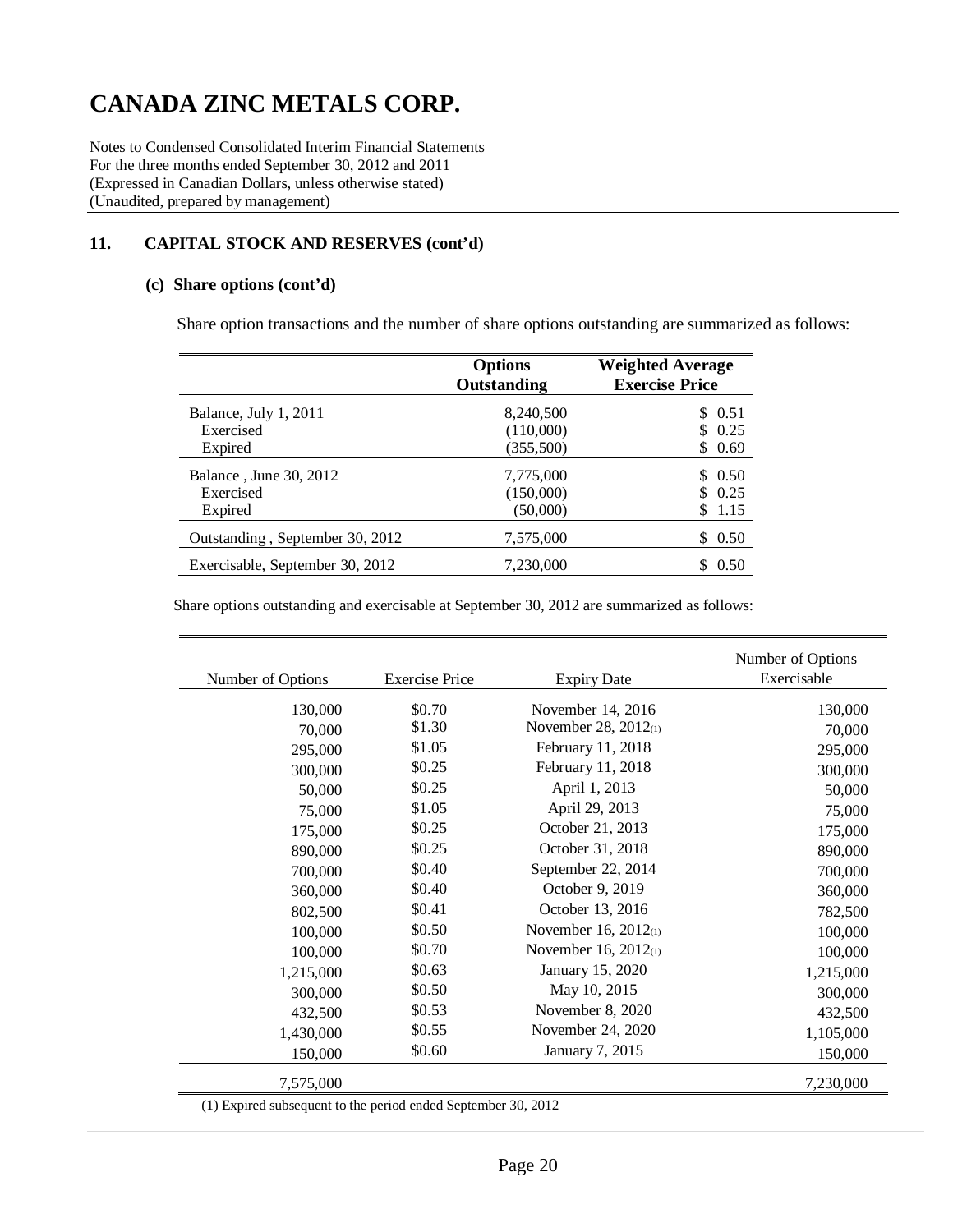# CANADA ZINC METALS CORP.

Notes to Condensed Consolidated Interim Financial Statements
For the three months ended September 30, 2012 and 2011
(Expressed in Canadian Dollars, unless otherwise stated)
(Unaudited, prepared by management)

## 11. CAPITAL STOCK AND RESERVES (cont'd)

### (c) Share options (cont'd)

Share option transactions and the number of share options outstanding are summarized as follows:

| | Options Outstanding | Weighted Average Exercise Price |
|---|---|---|
| Balance, July 1, 2011 | 8,240,500 | $ 0.51 |
| Exercised | (110,000) | $ 0.25 |
| Expired | (355,500) | $ 0.69 |
| Balance , June 30, 2012 | 7,775,000 | $ 0.50 |
| Exercised | (150,000) | $ 0.25 |
| Expired | (50,000) | $ 1.15 |
| Outstanding , September 30, 2012 | 7,575,000 | $ 0.50 |
| Exercisable, September 30, 2012 | 7,230,000 | $ 0.50 |

Share options outstanding and exercisable at September 30, 2012 are summarized as follows:

| Number of Options | Exercise Price | Expiry Date | Number of Options Exercisable |
|---|---|---|---|
| 130,000 | $0.70 | November 14, 2016 | 130,000 |
| 70,000 | $1.30 | November 28, 2012(1) | 70,000 |
| 295,000 | $1.05 | February 11, 2018 | 295,000 |
| 300,000 | $0.25 | February 11, 2018 | 300,000 |
| 50,000 | $0.25 | April 1, 2013 | 50,000 |
| 75,000 | $1.05 | April 29, 2013 | 75,000 |
| 175,000 | $0.25 | October 21, 2013 | 175,000 |
| 890,000 | $0.25 | October 31, 2018 | 890,000 |
| 700,000 | $0.40 | September 22, 2014 | 700,000 |
| 360,000 | $0.40 | October 9, 2019 | 360,000 |
| 802,500 | $0.41 | October 13, 2016 | 782,500 |
| 100,000 | $0.50 | November 16, 2012(1) | 100,000 |
| 100,000 | $0.70 | November 16, 2012(1) | 100,000 |
| 1,215,000 | $0.63 | January 15, 2020 | 1,215,000 |
| 300,000 | $0.50 | May 10, 2015 | 300,000 |
| 432,500 | $0.53 | November 8, 2020 | 432,500 |
| 1,430,000 | $0.55 | November 24, 2020 | 1,105,000 |
| 150,000 | $0.60 | January 7, 2015 | 150,000 |
| 7,575,000 | | | 7,230,000 |

(1) Expired subsequent to the period ended September 30, 2012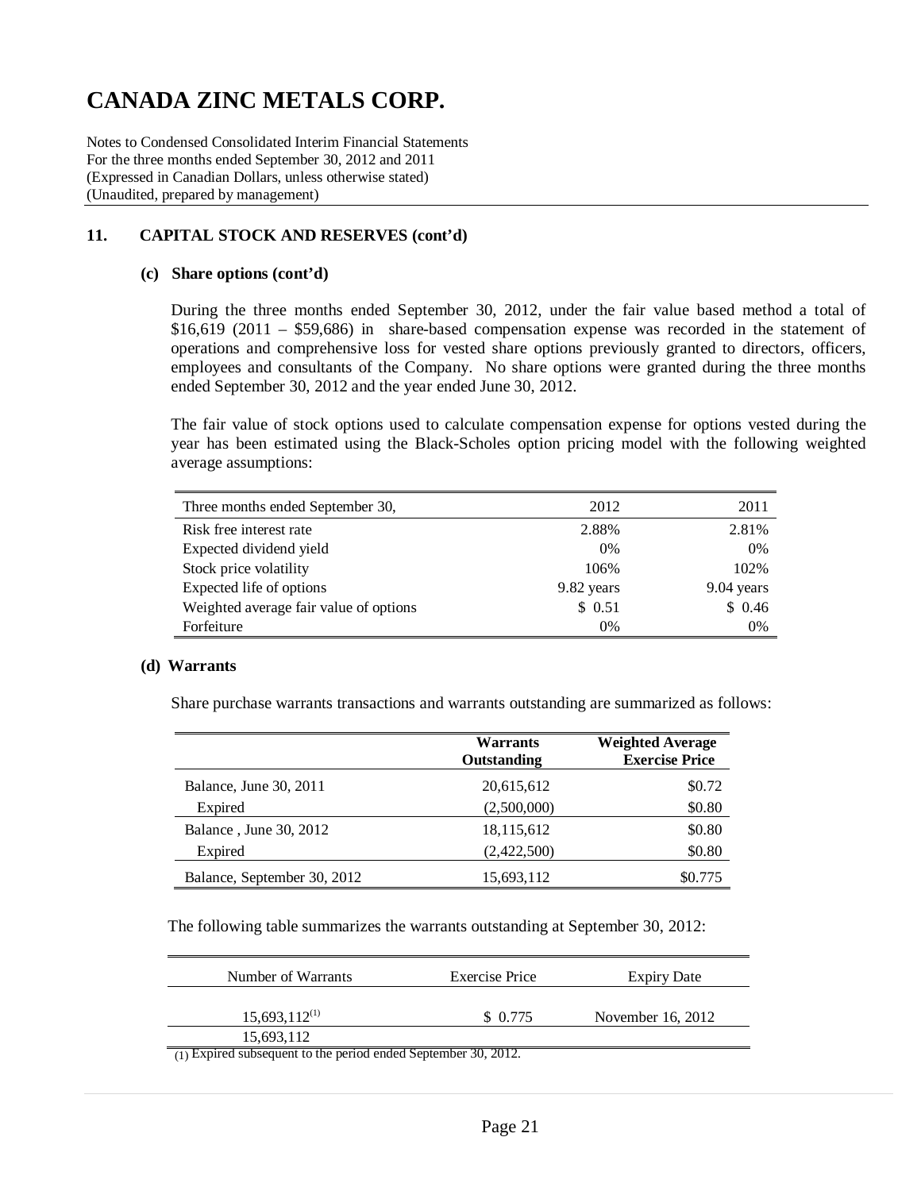# CANADA ZINC METALS CORP.

Notes to Condensed Consolidated Interim Financial Statements
For the three months ended September 30, 2012 and 2011
(Expressed in Canadian Dollars, unless otherwise stated)
(Unaudited, prepared by management)

## 11. CAPITAL STOCK AND RESERVES (cont'd)

### (c) Share options (cont'd)

During the three months ended September 30, 2012, under the fair value based method a total of $16,619 (2011 – $59,686) in share-based compensation expense was recorded in the statement of operations and comprehensive loss for vested share options previously granted to directors, officers, employees and consultants of the Company. No share options were granted during the three months ended September 30, 2012 and the year ended June 30, 2012.

The fair value of stock options used to calculate compensation expense for options vested during the year has been estimated using the Black-Scholes option pricing model with the following weighted average assumptions:

| Three months ended September 30, | 2012 | 2011 |
|---|---|---|
| Risk free interest rate | 2.88% | 2.81% |
| Expected dividend yield | 0% | 0% |
| Stock price volatility | 106% | 102% |
| Expected life of options | 9.82 years | 9.04 years |
| Weighted average fair value of options | $ 0.51 | $ 0.46 |
| Forfeiture | 0% | 0% |

### (d) Warrants

Share purchase warrants transactions and warrants outstanding are summarized as follows:

| | **Warrants Outstanding** | **Weighted Average Exercise Price** |
|---|---|---|
| Balance, June 30, 2011 | 20,615,612 | $0.72 |
| Expired | (2,500,000) | $0.80 |
| Balance , June 30, 2012 | 18,115,612 | $0.80 |
| Expired | (2,422,500) | $0.80 |
| Balance, September 30, 2012 | 15,693,112 | $0.775 |

The following table summarizes the warrants outstanding at September 30, 2012:

| Number of Warrants | Exercise Price | Expiry Date |
|---|---|---|
| 15,693,112[(1)] | $ 0.775 | November 16, 2012 |
| 15,693,112 | | |

(1) Expired subsequent to the period ended September 30, 2012.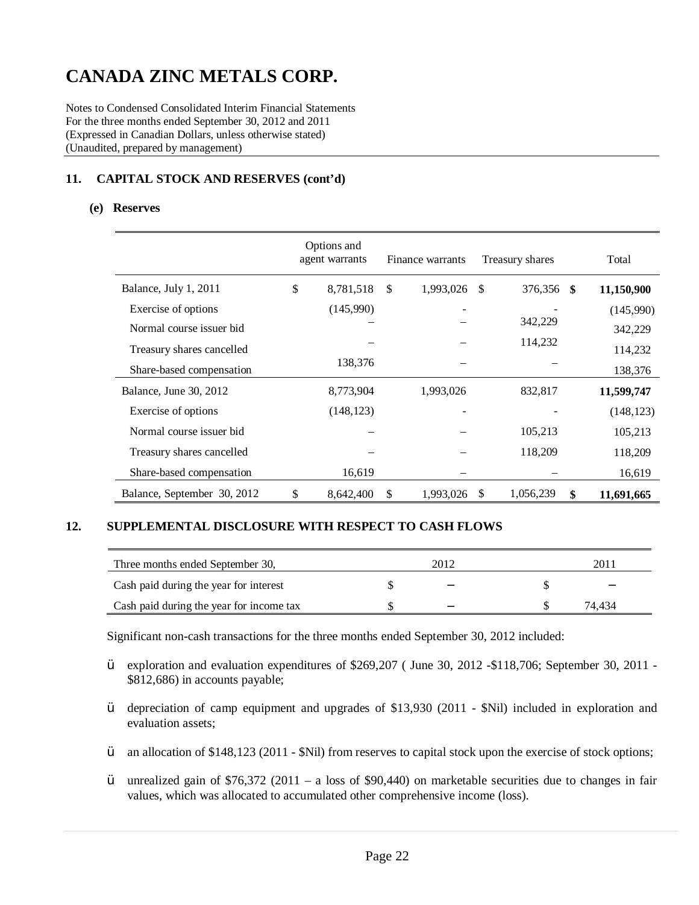# CANADA ZINC METALS CORP.

Notes to Condensed Consolidated Interim Financial Statements
For the three months ended September 30, 2012 and 2011
(Expressed in Canadian Dollars, unless otherwise stated)
(Unaudited, prepared by management)

## 11. CAPITAL STOCK AND RESERVES (cont'd)

### (e) Reserves

| | Options and agent warrants | Finance warrants | Treasury shares | Total |
|---|---|---|---|---|
| Balance, July 1, 2011 | $ 8,781,518 | $ 1,993,026 | $ 376,356 | **$ 11,150,900** |
| Exercise of options | (145,990) | - | - | (145,990) |
| Normal course issuer bid | – | – | 342,229 | 342,229 |
| Treasury shares cancelled | – | – | 114,232 | 114,232 |
| Share-based compensation | 138,376 | – | – | 138,376 |
| Balance, June 30, 2012 | 8,773,904 | 1,993,026 | 832,817 | **11,599,747** |
| Exercise of options | (148,123) | - | - | (148,123) |
| Normal course issuer bid | – | – | 105,213 | 105,213 |
| Treasury shares cancelled | – | – | 118,209 | 118,209 |
| Share-based compensation | 16,619 | – | – | 16,619 |
| Balance, September 30, 2012 | $ 8,642,400 | $ 1,993,026 | $ 1,056,239 | **$ 11,691,665** |

## 12. SUPPLEMENTAL DISCLOSURE WITH RESPECT TO CASH FLOWS

| Three months ended September 30, | 2012 | 2011 |
|---|---|---|
| Cash paid during the year for interest | $ – | $ – |
| Cash paid during the year for income tax | $ – | $ 74,434 |

Significant non-cash transactions for the three months ended September 30, 2012 included:

- exploration and evaluation expenditures of $269,207 ( June 30, 2012 -$118,706; September 30, 2011 - $812,686) in accounts payable;
- depreciation of camp equipment and upgrades of $13,930 (2011 - $Nil) included in exploration and evaluation assets;
- an allocation of $148,123 (2011 - $Nil) from reserves to capital stock upon the exercise of stock options;
- unrealized gain of $76,372 (2011 – a loss of $90,440) on marketable securities due to changes in fair values, which was allocated to accumulated other comprehensive income (loss).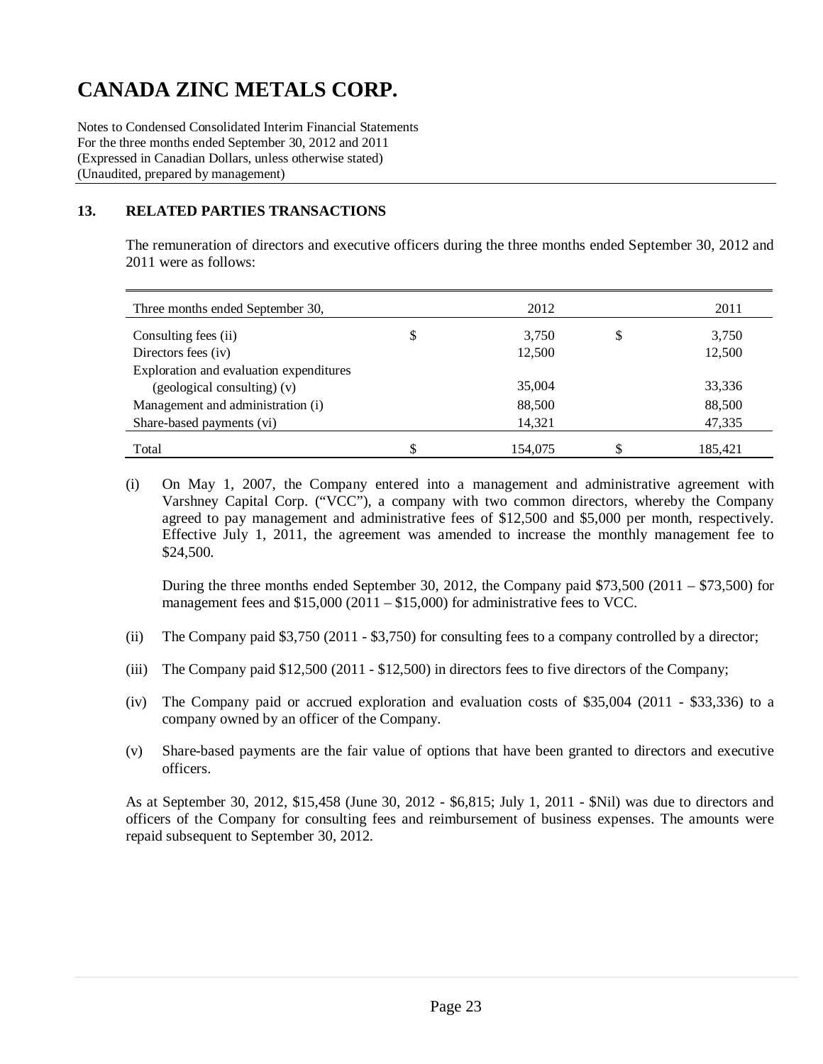# CANADA ZINC METALS CORP.

Notes to Condensed Consolidated Interim Financial Statements
For the three months ended September 30, 2012 and 2011
(Expressed in Canadian Dollars, unless otherwise stated)
(Unaudited, prepared by management)

## 13. RELATED PARTIES TRANSACTIONS

The remuneration of directors and executive officers during the three months ended September 30, 2012 and 2011 were as follows:

| Three months ended September 30, | | 2012 | | 2011 |
|---|---|---|---|---|
| Consulting fees (ii) | $ | 3,750 | $ | 3,750 |
| Directors fees (iv) | | 12,500 | | 12,500 |
| Exploration and evaluation expenditures (geological consulting) (v) | | 35,004 | | 33,336 |
| Management and administration (i) | | 88,500 | | 88,500 |
| Share-based payments (vi) | | 14,321 | | 47,335 |
| Total | $ | 154,075 | $ | 185,421 |

(i) On May 1, 2007, the Company entered into a management and administrative agreement with Varshney Capital Corp. ("VCC"), a company with two common directors, whereby the Company agreed to pay management and administrative fees of $12,500 and $5,000 per month, respectively. Effective July 1, 2011, the agreement was amended to increase the monthly management fee to $24,500.

During the three months ended September 30, 2012, the Company paid $73,500 (2011 – $73,500) for management fees and $15,000 (2011 – $15,000) for administrative fees to VCC.

(ii) The Company paid $3,750 (2011 - $3,750) for consulting fees to a company controlled by a director;

(iii) The Company paid $12,500 (2011 - $12,500) in directors fees to five directors of the Company;

(iv) The Company paid or accrued exploration and evaluation costs of $35,004 (2011 - $33,336) to a company owned by an officer of the Company.

(v) Share-based payments are the fair value of options that have been granted to directors and executive officers.

As at September 30, 2012, $15,458 (June 30, 2012 - $6,815; July 1, 2011 - $Nil) was due to directors and officers of the Company for consulting fees and reimbursement of business expenses. The amounts were repaid subsequent to September 30, 2012.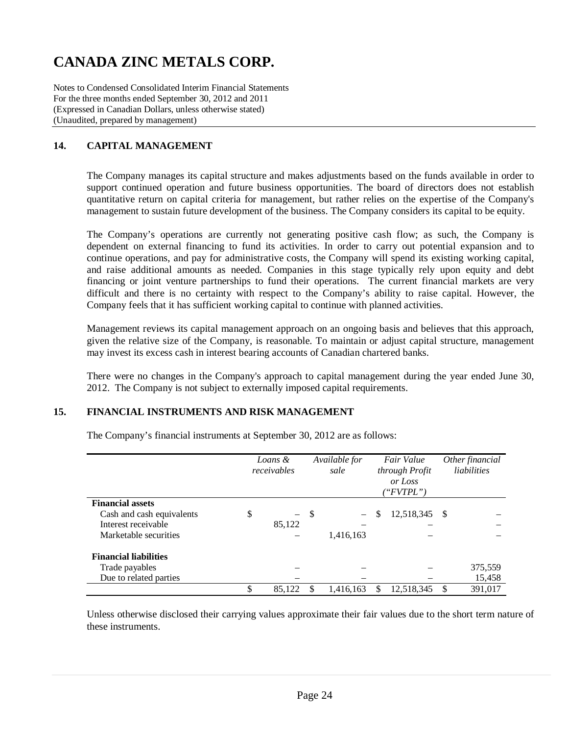# CANADA ZINC METALS CORP.

Notes to Condensed Consolidated Interim Financial Statements
For the three months ended September 30, 2012 and 2011
(Expressed in Canadian Dollars, unless otherwise stated)
(Unaudited, prepared by management)

## 14. CAPITAL MANAGEMENT

The Company manages its capital structure and makes adjustments based on the funds available in order to support continued operation and future business opportunities. The board of directors does not establish quantitative return on capital criteria for management, but rather relies on the expertise of the Company's management to sustain future development of the business. The Company considers its capital to be equity.

The Company's operations are currently not generating positive cash flow; as such, the Company is dependent on external financing to fund its activities. In order to carry out potential expansion and to continue operations, and pay for administrative costs, the Company will spend its existing working capital, and raise additional amounts as needed. Companies in this stage typically rely upon equity and debt financing or joint venture partnerships to fund their operations. The current financial markets are very difficult and there is no certainty with respect to the Company's ability to raise capital. However, the Company feels that it has sufficient working capital to continue with planned activities.

Management reviews its capital management approach on an ongoing basis and believes that this approach, given the relative size of the Company, is reasonable. To maintain or adjust capital structure, management may invest its excess cash in interest bearing accounts of Canadian chartered banks.

There were no changes in the Company's approach to capital management during the year ended June 30, 2012. The Company is not subject to externally imposed capital requirements.

## 15. FINANCIAL INSTRUMENTS AND RISK MANAGEMENT

The Company's financial instruments at September 30, 2012 are as follows:

| | *Loans & receivables* | *Available for sale* | *Fair Value through Profit or Loss ("FVTPL")* | *Other financial liabilities* |
|---|---|---|---|---|
| **Financial assets** | | | | |
| Cash and cash equivalents | $ – | $ – | $ 12,518,345 | $ – |
| Interest receivable | 85,122 | – | – | – |
| Marketable securities | – | 1,416,163 | – | – |
| **Financial liabilities** | | | | |
| Trade payables | – | – | – | 375,559 |
| Due to related parties | – | – | – | 15,458 |
| | $ 85,122 | $ 1,416,163 | $ 12,518,345 | $ 391,017 |

Unless otherwise disclosed their carrying values approximate their fair values due to the short term nature of these instruments.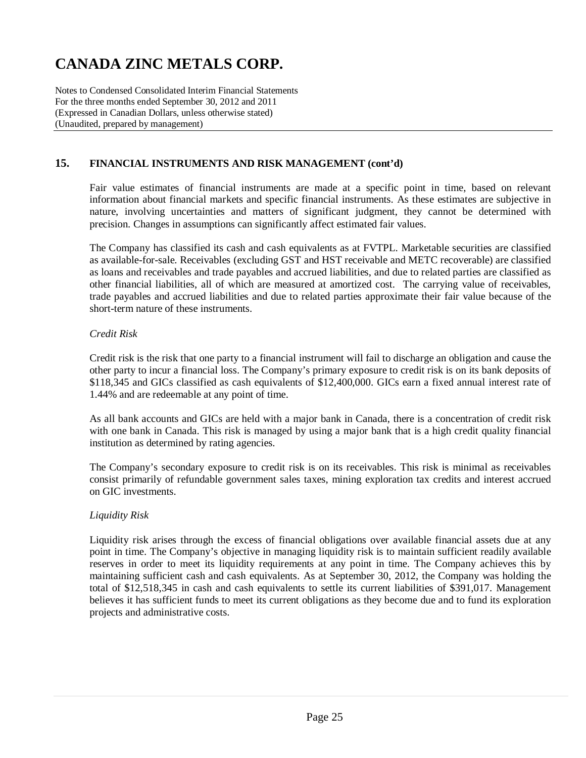## 15. FINANCIAL INSTRUMENTS AND RISK MANAGEMENT (cont'd)

Fair value estimates of financial instruments are made at a specific point in time, based on relevant information about financial markets and specific financial instruments. As these estimates are subjective in nature, involving uncertainties and matters of significant judgment, they cannot be determined with precision. Changes in assumptions can significantly affect estimated fair values.

The Company has classified its cash and cash equivalents as at FVTPL. Marketable securities are classified as available-for-sale. Receivables (excluding GST and HST receivable and METC recoverable) are classified as loans and receivables and trade payables and accrued liabilities, and due to related parties are classified as other financial liabilities, all of which are measured at amortized cost. The carrying value of receivables, trade payables and accrued liabilities and due to related parties approximate their fair value because of the short-term nature of these instruments.

*Credit Risk*

Credit risk is the risk that one party to a financial instrument will fail to discharge an obligation and cause the other party to incur a financial loss. The Company's primary exposure to credit risk is on its bank deposits of $118,345 and GICs classified as cash equivalents of $12,400,000. GICs earn a fixed annual interest rate of 1.44% and are redeemable at any point of time.

As all bank accounts and GICs are held with a major bank in Canada, there is a concentration of credit risk with one bank in Canada. This risk is managed by using a major bank that is a high credit quality financial institution as determined by rating agencies.

The Company's secondary exposure to credit risk is on its receivables. This risk is minimal as receivables consist primarily of refundable government sales taxes, mining exploration tax credits and interest accrued on GIC investments.

*Liquidity Risk*

Liquidity risk arises through the excess of financial obligations over available financial assets due at any point in time. The Company's objective in managing liquidity risk is to maintain sufficient readily available reserves in order to meet its liquidity requirements at any point in time. The Company achieves this by maintaining sufficient cash and cash equivalents. As at September 30, 2012, the Company was holding the total of $12,518,345 in cash and cash equivalents to settle its current liabilities of $391,017. Management believes it has sufficient funds to meet its current obligations as they become due and to fund its exploration projects and administrative costs.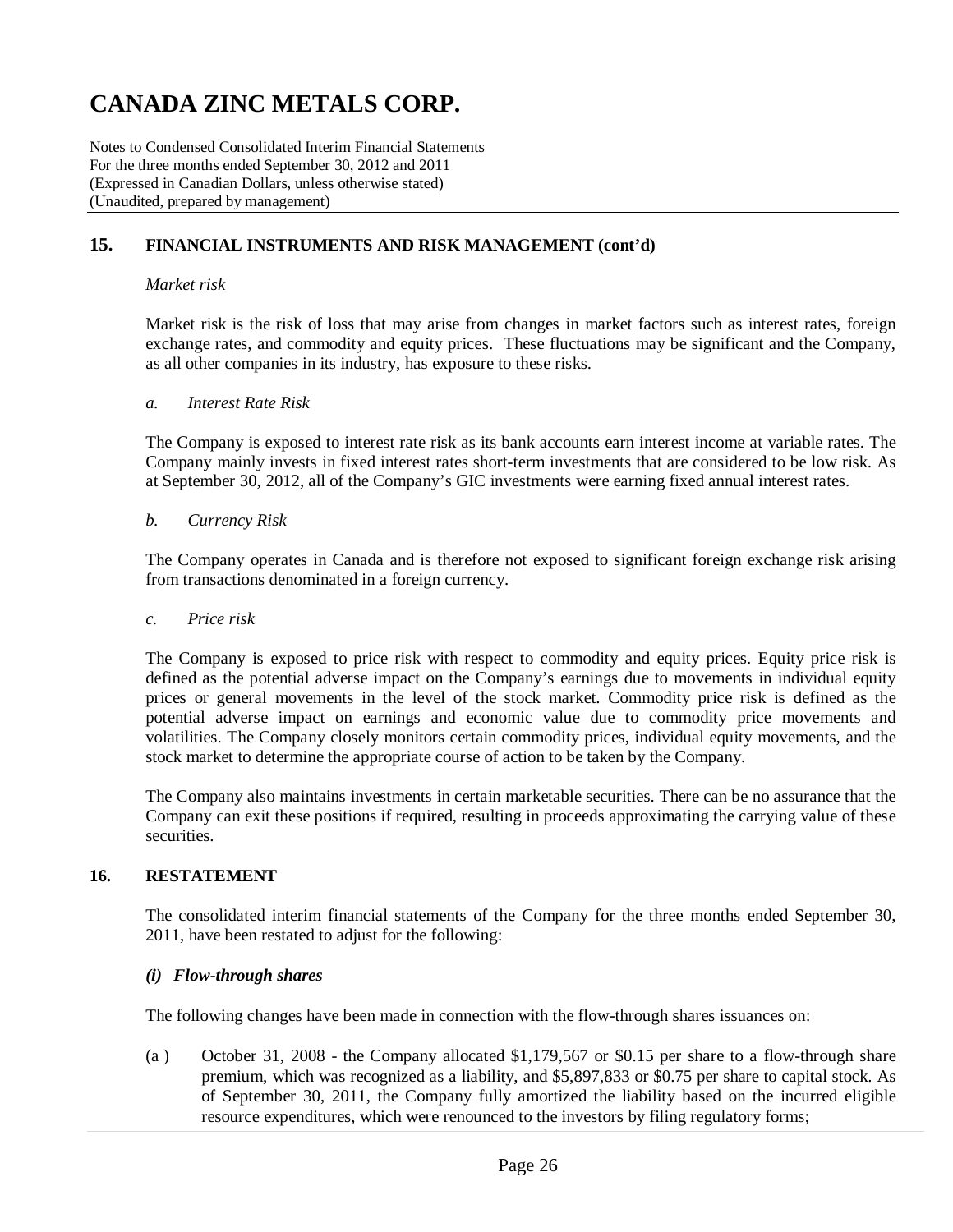## 15. FINANCIAL INSTRUMENTS AND RISK MANAGEMENT (cont'd)

*Market risk*

Market risk is the risk of loss that may arise from changes in market factors such as interest rates, foreign exchange rates, and commodity and equity prices. These fluctuations may be significant and the Company, as all other companies in its industry, has exposure to these risks.

*a. Interest Rate Risk*

The Company is exposed to interest rate risk as its bank accounts earn interest income at variable rates. The Company mainly invests in fixed interest rates short-term investments that are considered to be low risk. As at September 30, 2012, all of the Company's GIC investments were earning fixed annual interest rates.

*b. Currency Risk*

The Company operates in Canada and is therefore not exposed to significant foreign exchange risk arising from transactions denominated in a foreign currency.

*c. Price risk*

The Company is exposed to price risk with respect to commodity and equity prices. Equity price risk is defined as the potential adverse impact on the Company's earnings due to movements in individual equity prices or general movements in the level of the stock market. Commodity price risk is defined as the potential adverse impact on earnings and economic value due to commodity price movements and volatilities. The Company closely monitors certain commodity prices, individual equity movements, and the stock market to determine the appropriate course of action to be taken by the Company.

The Company also maintains investments in certain marketable securities. There can be no assurance that the Company can exit these positions if required, resulting in proceeds approximating the carrying value of these securities.

## 16. RESTATEMENT

The consolidated interim financial statements of the Company for the three months ended September 30, 2011, have been restated to adjust for the following:

***(i) Flow-through shares***

The following changes have been made in connection with the flow-through shares issuances on:

(a ) October 31, 2008 - the Company allocated $1,179,567 or $0.15 per share to a flow-through share premium, which was recognized as a liability, and $5,897,833 or $0.75 per share to capital stock. As of September 30, 2011, the Company fully amortized the liability based on the incurred eligible resource expenditures, which were renounced to the investors by filing regulatory forms;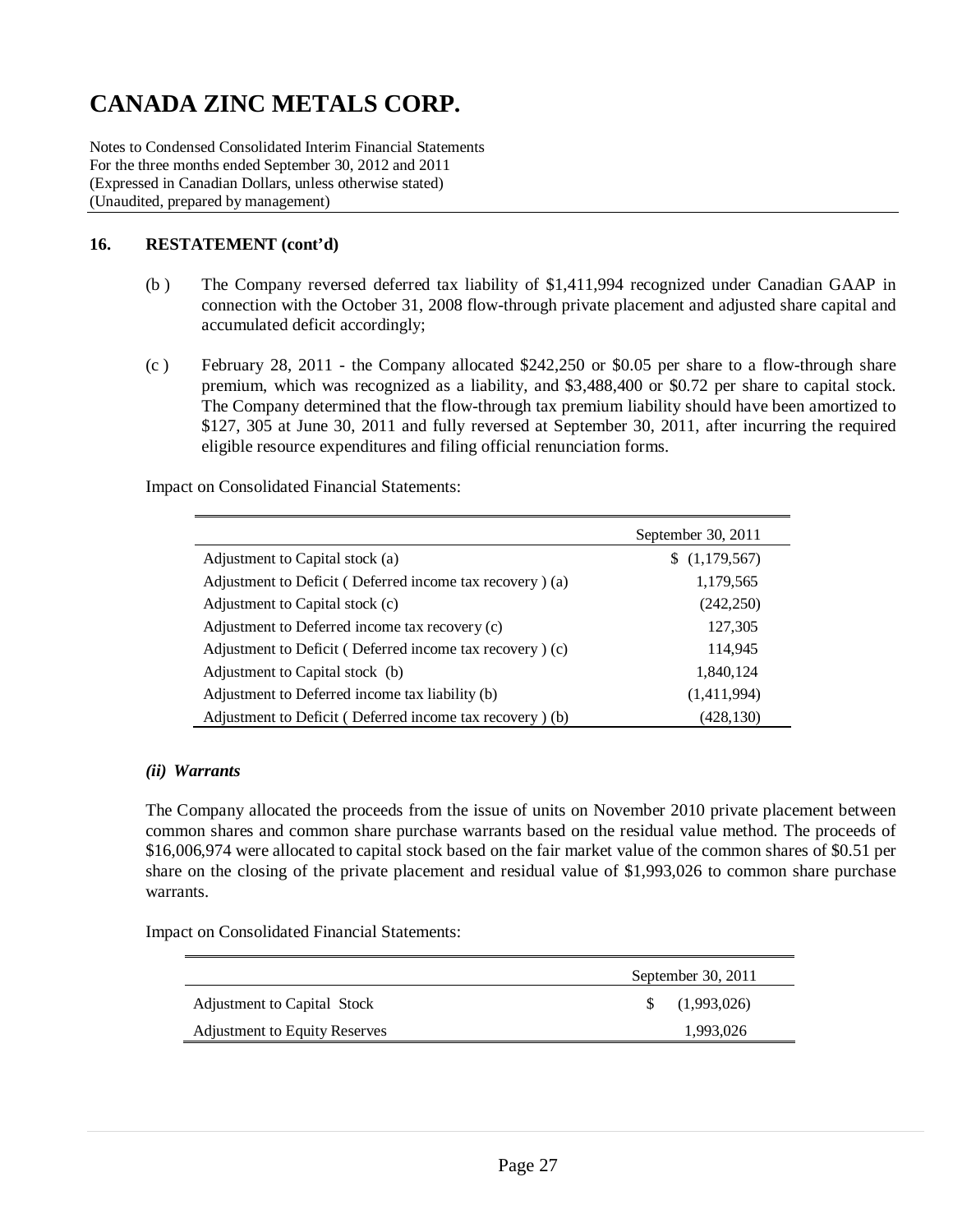# CANADA ZINC METALS CORP.

Notes to Condensed Consolidated Interim Financial Statements
For the three months ended September 30, 2012 and 2011
(Expressed in Canadian Dollars, unless otherwise stated)
(Unaudited, prepared by management)

## 16. RESTATEMENT (cont'd)

(b ) The Company reversed deferred tax liability of $1,411,994 recognized under Canadian GAAP in connection with the October 31, 2008 flow-through private placement and adjusted share capital and accumulated deficit accordingly;

(c ) February 28, 2011 - the Company allocated $242,250 or $0.05 per share to a flow-through share premium, which was recognized as a liability, and $3,488,400 or $0.72 per share to capital stock. The Company determined that the flow-through tax premium liability should have been amortized to $127, 305 at June 30, 2011 and fully reversed at September 30, 2011, after incurring the required eligible resource expenditures and filing official renunciation forms.

Impact on Consolidated Financial Statements:

| | September 30, 2011 |
|---|---|
| Adjustment to Capital stock (a) | $ (1,179,567) |
| Adjustment to Deficit ( Deferred income tax recovery ) (a) | 1,179,565 |
| Adjustment to Capital stock (c) | (242,250) |
| Adjustment to Deferred income tax recovery (c) | 127,305 |
| Adjustment to Deficit ( Deferred income tax recovery ) (c) | 114,945 |
| Adjustment to Capital stock (b) | 1,840,124 |
| Adjustment to Deferred income tax liability (b) | (1,411,994) |
| Adjustment to Deficit ( Deferred income tax recovery ) (b) | (428,130) |

### *(ii) Warrants*

The Company allocated the proceeds from the issue of units on November 2010 private placement between common shares and common share purchase warrants based on the residual value method. The proceeds of $16,006,974 were allocated to capital stock based on the fair market value of the common shares of $0.51 per share on the closing of the private placement and residual value of $1,993,026 to common share purchase warrants.

Impact on Consolidated Financial Statements:

| | September 30, 2011 |
|---|---|
| Adjustment to Capital Stock | $ (1,993,026) |
| Adjustment to Equity Reserves | 1,993,026 |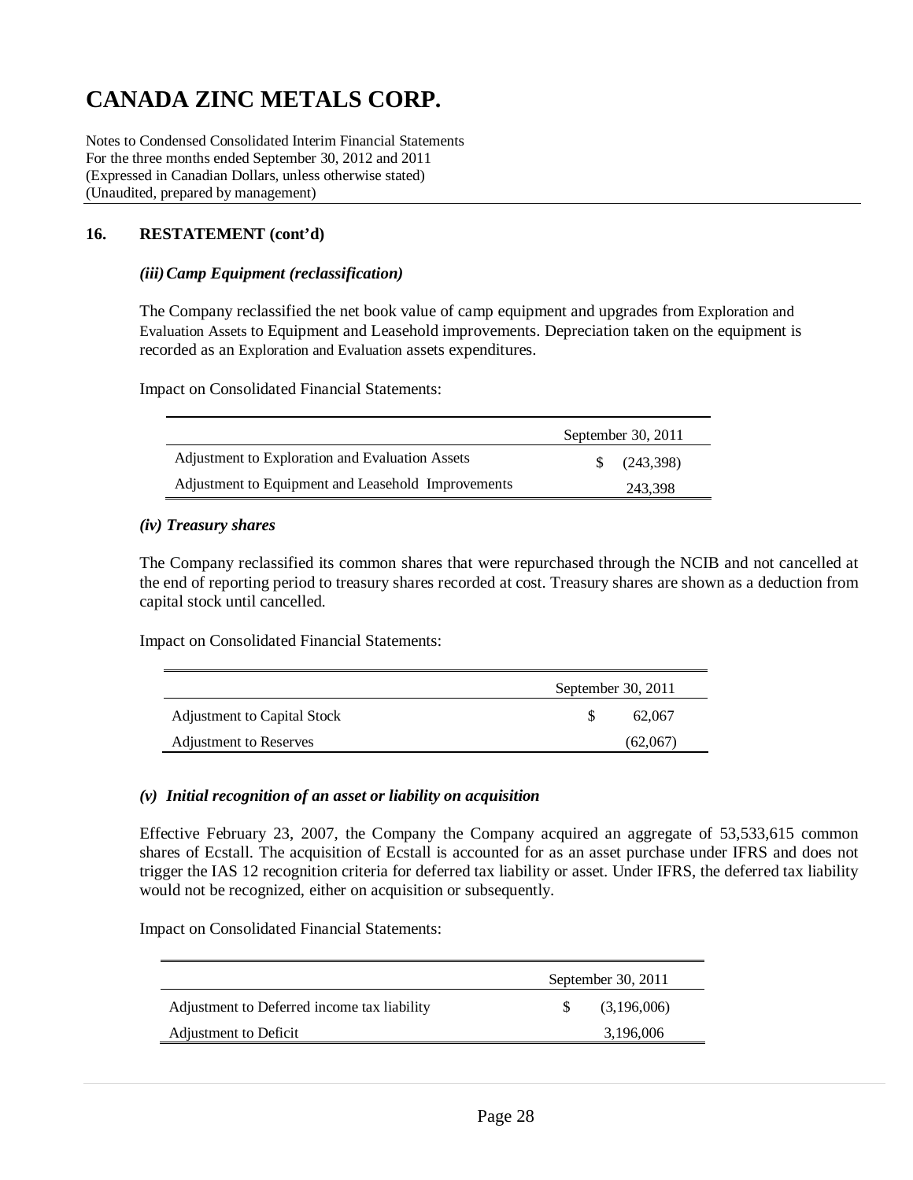# CANADA ZINC METALS CORP.

Notes to Condensed Consolidated Interim Financial Statements
For the three months ended September 30, 2012 and 2011
(Expressed in Canadian Dollars, unless otherwise stated)
(Unaudited, prepared by management)

## 16. RESTATEMENT (cont'd)

### *(iii) Camp Equipment (reclassification)*

The Company reclassified the net book value of camp equipment and upgrades from Exploration and Evaluation Assets to Equipment and Leasehold improvements. Depreciation taken on the equipment is recorded as an Exploration and Evaluation assets expenditures.

Impact on Consolidated Financial Statements:

| | September 30, 2011 |
|---|---|
| Adjustment to Exploration and Evaluation Assets | $ (243,398) |
| Adjustment to Equipment and Leasehold Improvements | 243,398 |

### *(iv) Treasury shares*

The Company reclassified its common shares that were repurchased through the NCIB and not cancelled at the end of reporting period to treasury shares recorded at cost. Treasury shares are shown as a deduction from capital stock until cancelled.

Impact on Consolidated Financial Statements:

| | September 30, 2011 |
|---|---|
| Adjustment to Capital Stock | $ 62,067 |
| Adjustment to Reserves | (62,067) |

### *(v) Initial recognition of an asset or liability on acquisition*

Effective February 23, 2007, the Company the Company acquired an aggregate of 53,533,615 common shares of Ecstall. The acquisition of Ecstall is accounted for as an asset purchase under IFRS and does not trigger the IAS 12 recognition criteria for deferred tax liability or asset. Under IFRS, the deferred tax liability would not be recognized, either on acquisition or subsequently.

Impact on Consolidated Financial Statements:

| | September 30, 2011 |
|---|---|
| Adjustment to Deferred income tax liability | $ (3,196,006) |
| Adjustment to Deficit | 3,196,006 |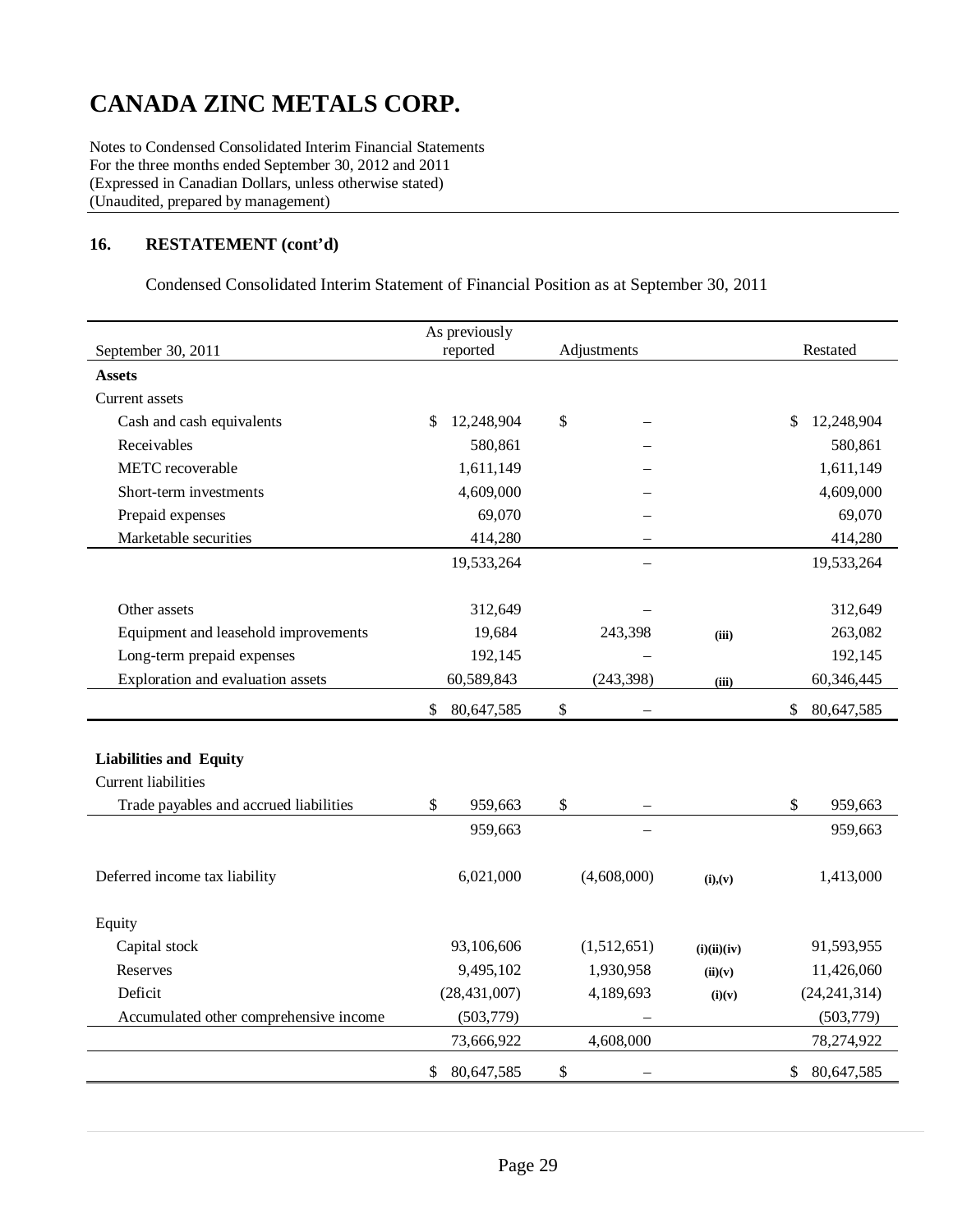# CANADA ZINC METALS CORP.

Notes to Condensed Consolidated Interim Financial Statements
For the three months ended September 30, 2012 and 2011
(Expressed in Canadian Dollars, unless otherwise stated)
(Unaudited, prepared by management)

## 16. RESTATEMENT (cont'd)

Condensed Consolidated Interim Statement of Financial Position as at September 30, 2011

| September 30, 2011 | As previously reported | Adjustments | | Restated |
|---|---|---|---|---|
| **Assets** | | | | |
| Current assets | | | | |
| Cash and cash equivalents | $ 12,248,904 | $ – | | $ 12,248,904 |
| Receivables | 580,861 | – | | 580,861 |
| METC recoverable | 1,611,149 | – | | 1,611,149 |
| Short-term investments | 4,609,000 | – | | 4,609,000 |
| Prepaid expenses | 69,070 | – | | 69,070 |
| Marketable securities | 414,280 | – | | 414,280 |
| | 19,533,264 | – | | 19,533,264 |
| Other assets | 312,649 | – | | 312,649 |
| Equipment and leasehold improvements | 19,684 | 243,398 | (iii) | 263,082 |
| Long-term prepaid expenses | 192,145 | – | | 192,145 |
| Exploration and evaluation assets | 60,589,843 | (243,398) | (iii) | 60,346,445 |
| | $ 80,647,585 | $ – | | $ 80,647,585 |
| **Liabilities and Equity** | | | | |
| Current liabilities | | | | |
| Trade payables and accrued liabilities | $ 959,663 | $ – | | $ 959,663 |
| | 959,663 | – | | 959,663 |
| Deferred income tax liability | 6,021,000 | (4,608,000) | (i),(v) | 1,413,000 |
| Equity | | | | |
| Capital stock | 93,106,606 | (1,512,651) | (i)(ii)(iv) | 91,593,955 |
| Reserves | 9,495,102 | 1,930,958 | (ii)(v) | 11,426,060 |
| Deficit | (28,431,007) | 4,189,693 | (i)(v) | (24,241,314) |
| Accumulated other comprehensive income | (503,779) | – | | (503,779) |
| | 73,666,922 | 4,608,000 | | 78,274,922 |
| | $ 80,647,585 | $ – | | $ 80,647,585 |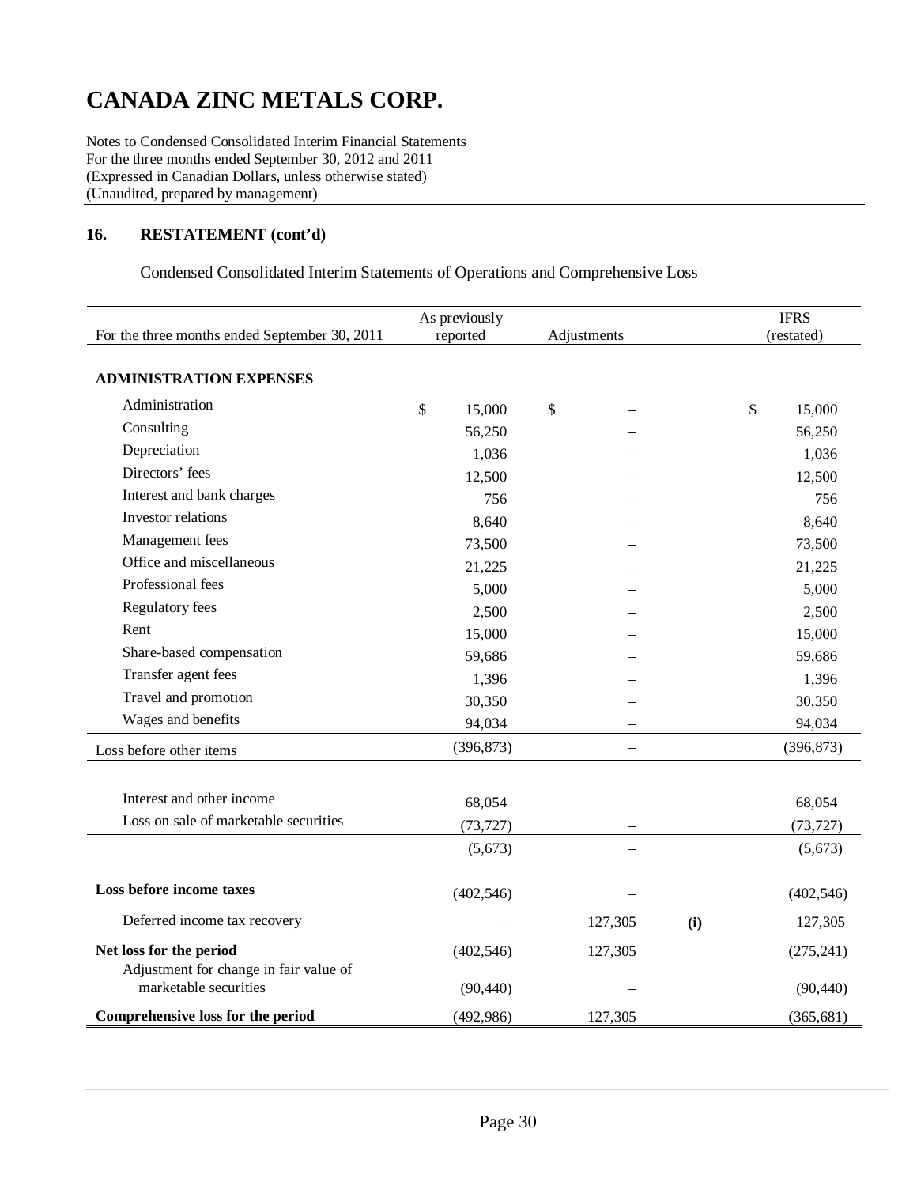# CANADA ZINC METALS CORP.

Notes to Condensed Consolidated Interim Financial Statements
For the three months ended September 30, 2012 and 2011
(Expressed in Canadian Dollars, unless otherwise stated)
(Unaudited, prepared by management)

## 16. RESTATEMENT (cont'd)

Condensed Consolidated Interim Statements of Operations and Comprehensive Loss

| For the three months ended September 30, 2011 | As previously reported | Adjustments | | IFRS (restated) |
|---|---|---|---|---|
| **ADMINISTRATION EXPENSES** | | | | |
| Administration | $ 15,000 | $ – | | $ 15,000 |
| Consulting | 56,250 | – | | 56,250 |
| Depreciation | 1,036 | – | | 1,036 |
| Directors' fees | 12,500 | – | | 12,500 |
| Interest and bank charges | 756 | – | | 756 |
| Investor relations | 8,640 | – | | 8,640 |
| Management fees | 73,500 | – | | 73,500 |
| Office and miscellaneous | 21,225 | – | | 21,225 |
| Professional fees | 5,000 | – | | 5,000 |
| Regulatory fees | 2,500 | – | | 2,500 |
| Rent | 15,000 | – | | 15,000 |
| Share-based compensation | 59,686 | – | | 59,686 |
| Transfer agent fees | 1,396 | – | | 1,396 |
| Travel and promotion | 30,350 | – | | 30,350 |
| Wages and benefits | 94,034 | – | | 94,034 |
| Loss before other items | (396,873) | – | | (396,873) |
| Interest and other income | 68,054 | | | 68,054 |
| Loss on sale of marketable securities | (73,727) | – | | (73,727) |
| | (5,673) | – | | (5,673) |
| **Loss before income taxes** | (402,546) | – | | (402,546) |
| Deferred income tax recovery | – | 127,305 | **(i)** | 127,305 |
| **Net loss for the period** | (402,546) | 127,305 | | (275,241) |
| Adjustment for change in fair value of marketable securities | (90,440) | – | | (90,440) |
| **Comprehensive loss for the period** | (492,986) | 127,305 | | (365,681) |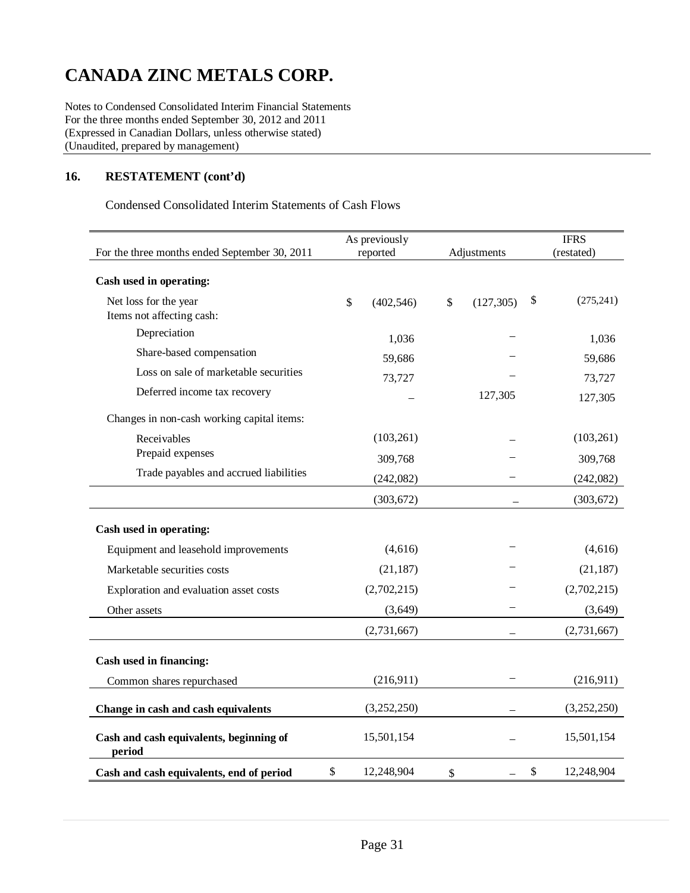# CANADA ZINC METALS CORP.

Notes to Condensed Consolidated Interim Financial Statements
For the three months ended September 30, 2012 and 2011
(Expressed in Canadian Dollars, unless otherwise stated)
(Unaudited, prepared by management)

## 16. RESTATEMENT (cont'd)

Condensed Consolidated Interim Statements of Cash Flows

| For the three months ended September 30, 2011 | As previously reported | Adjustments | IFRS (restated) |
|---|---|---|---|
| **Cash used in operating:** | | | |
| Net loss for the year | $ (402,546) | $ (127,305) | $ (275,241) |
| Items not affecting cash: | | | |
| Depreciation | 1,036 | – | 1,036 |
| Share-based compensation | 59,686 | – | 59,686 |
| Loss on sale of marketable securities | 73,727 | – | 73,727 |
| Deferred income tax recovery | – | 127,305 | 127,305 |
| Changes in non-cash working capital items: | | | |
| Receivables | (103,261) | – | (103,261) |
| Prepaid expenses | 309,768 | – | 309,768 |
| Trade payables and accrued liabilities | (242,082) | – | (242,082) |
| | (303,672) | – | (303,672) |
| **Cash used in operating:** | | | |
| Equipment and leasehold improvements | (4,616) | – | (4,616) |
| Marketable securities costs | (21,187) | – | (21,187) |
| Exploration and evaluation asset costs | (2,702,215) | – | (2,702,215) |
| Other assets | (3,649) | – | (3,649) |
| | (2,731,667) | – | (2,731,667) |
| **Cash used in financing:** | | | |
| Common shares repurchased | (216,911) | – | (216,911) |
| **Change in cash and cash equivalents** | (3,252,250) | – | (3,252,250) |
| **Cash and cash equivalents, beginning of period** | 15,501,154 | – | 15,501,154 |
| **Cash and cash equivalents, end of period** | $ 12,248,904 | $ – | $ 12,248,904 |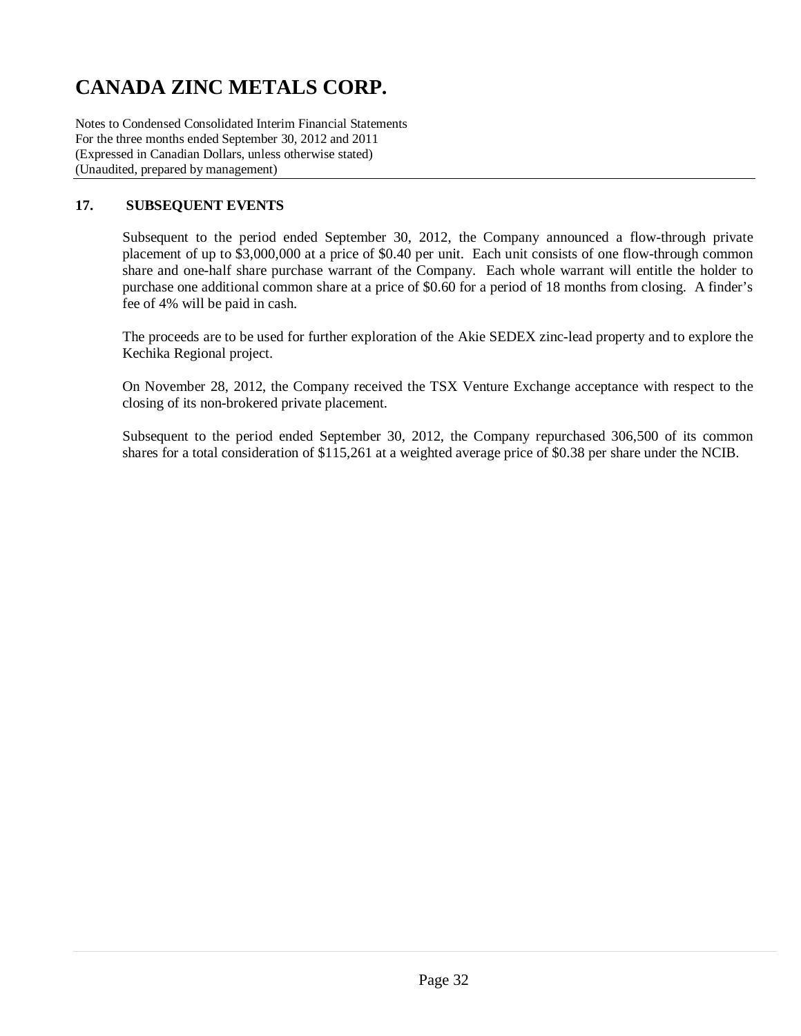## 17. SUBSEQUENT EVENTS

Subsequent to the period ended September 30, 2012, the Company announced a flow-through private placement of up to $3,000,000 at a price of $0.40 per unit. Each unit consists of one flow-through common share and one-half share purchase warrant of the Company. Each whole warrant will entitle the holder to purchase one additional common share at a price of $0.60 for a period of 18 months from closing. A finder's fee of 4% will be paid in cash.

The proceeds are to be used for further exploration of the Akie SEDEX zinc-lead property and to explore the Kechika Regional project.

On November 28, 2012, the Company received the TSX Venture Exchange acceptance with respect to the closing of its non-brokered private placement.

Subsequent to the period ended September 30, 2012, the Company repurchased 306,500 of its common shares for a total consideration of $115,261 at a weighted average price of $0.38 per share under the NCIB.